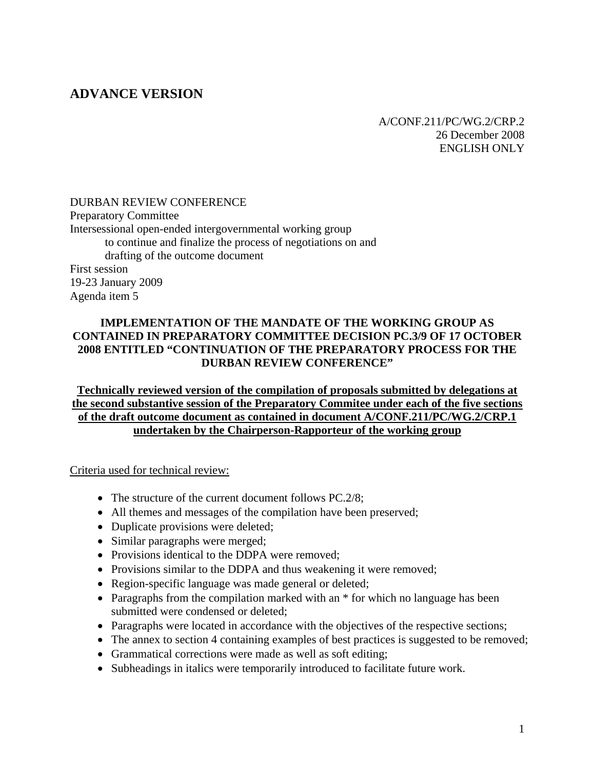# ADVANCE VERSION

A/CONF.211/PC/WG.2/CRP.2
26 December 2008
ENGLISH ONLY

DURBAN REVIEW CONFERENCE
Preparatory Committee
Intersessional open-ended intergovernmental working group
to continue and finalize the process of negotiations on and
drafting of the outcome document
First session
19-23 January 2009
Agenda item 5

**IMPLEMENTATION OF THE MANDATE OF THE WORKING GROUP AS CONTAINED IN PREPARATORY COMMITTEE DECISION PC.3/9 OF 17 OCTOBER 2008 ENTITLED "CONTINUATION OF THE PREPARATORY PROCESS FOR THE DURBAN REVIEW CONFERENCE"**

**<u>Technically reviewed version of the compilation of proposals submitted by delegations at the second substantive session of the Preparatory Commitee under each of the five sections of the draft outcome document as contained in document A/CONF.211/PC/WG.2/CRP.1 undertaken by the Chairperson-Rapporteur of the working group</u>**

<u>Criteria used for technical review:</u>

- The structure of the current document follows PC.2/8;
- All themes and messages of the compilation have been preserved;
- Duplicate provisions were deleted;
- Similar paragraphs were merged;
- Provisions identical to the DDPA were removed;
- Provisions similar to the DDPA and thus weakening it were removed;
- Region-specific language was made general or deleted;
- Paragraphs from the compilation marked with an * for which no language has been submitted were condensed or deleted;
- Paragraphs were located in accordance with the objectives of the respective sections;
- The annex to section 4 containing examples of best practices is suggested to be removed;
- Grammatical corrections were made as well as soft editing;
- Subheadings in italics were temporarily introduced to facilitate future work.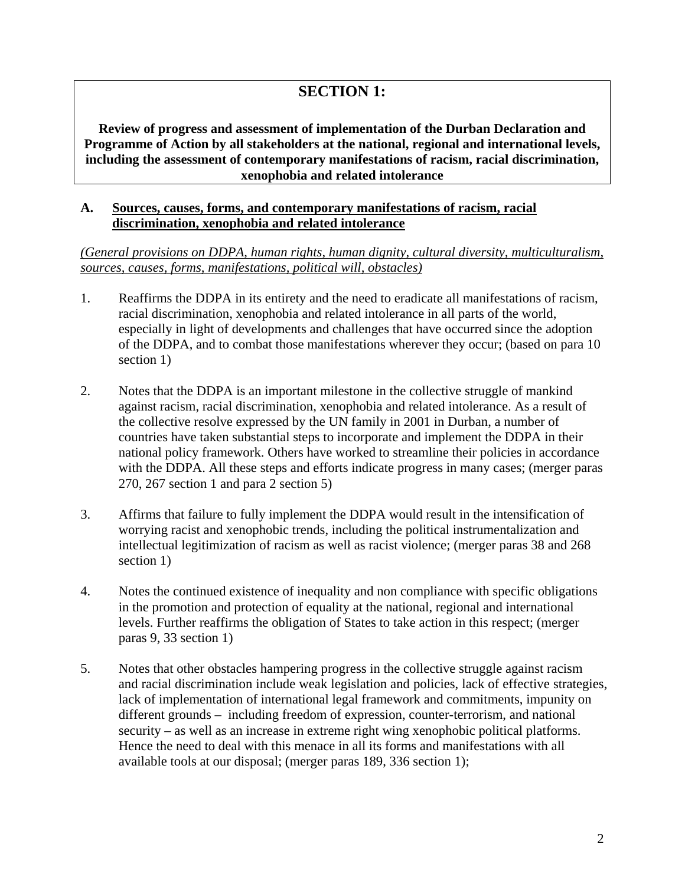# SECTION 1:

**Review of progress and assessment of implementation of the Durban Declaration and Programme of Action by all stakeholders at the national, regional and international levels, including the assessment of contemporary manifestations of racism, racial discrimination, xenophobia and related intolerance**

## A. Sources, causes, forms, and contemporary manifestations of racism, racial discrimination, xenophobia and related intolerance

*(General provisions on DDPA, human rights, human dignity, cultural diversity, multiculturalism, sources, causes, forms, manifestations, political will, obstacles)*

1. Reaffirms the DDPA in its entirety and the need to eradicate all manifestations of racism, racial discrimination, xenophobia and related intolerance in all parts of the world, especially in light of developments and challenges that have occurred since the adoption of the DDPA, and to combat those manifestations wherever they occur; (based on para 10 section 1)

2. Notes that the DDPA is an important milestone in the collective struggle of mankind against racism, racial discrimination, xenophobia and related intolerance. As a result of the collective resolve expressed by the UN family in 2001 in Durban, a number of countries have taken substantial steps to incorporate and implement the DDPA in their national policy framework. Others have worked to streamline their policies in accordance with the DDPA. All these steps and efforts indicate progress in many cases; (merger paras 270, 267 section 1 and para 2 section 5)

3. Affirms that failure to fully implement the DDPA would result in the intensification of worrying racist and xenophobic trends, including the political instrumentalization and intellectual legitimization of racism as well as racist violence; (merger paras 38 and 268 section 1)

4. Notes the continued existence of inequality and non compliance with specific obligations in the promotion and protection of equality at the national, regional and international levels. Further reaffirms the obligation of States to take action in this respect; (merger paras 9, 33 section 1)

5. Notes that other obstacles hampering progress in the collective struggle against racism and racial discrimination include weak legislation and policies, lack of effective strategies, lack of implementation of international legal framework and commitments, impunity on different grounds – including freedom of expression, counter-terrorism, and national security – as well as an increase in extreme right wing xenophobic political platforms. Hence the need to deal with this menace in all its forms and manifestations with all available tools at our disposal; (merger paras 189, 336 section 1);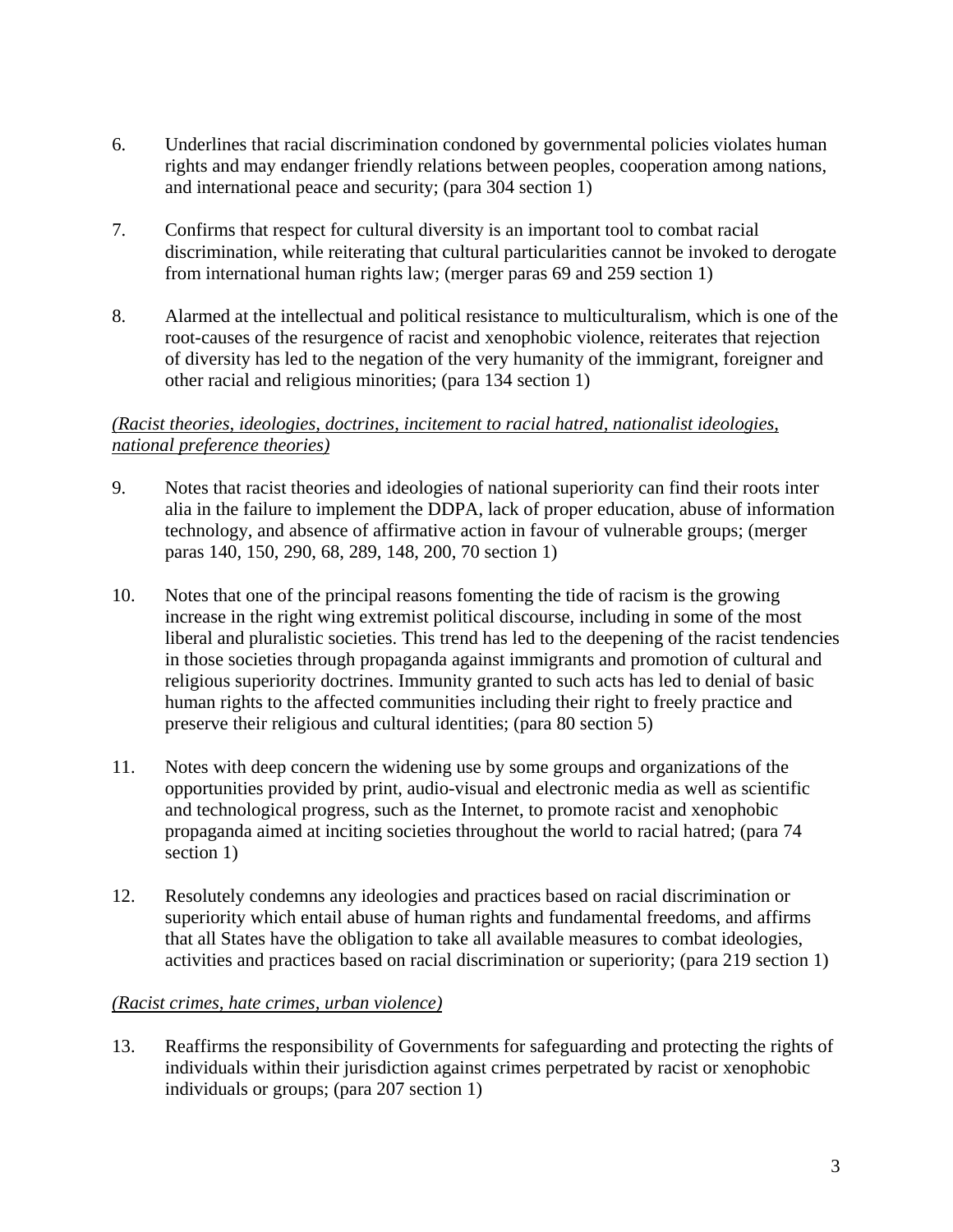6. Underlines that racial discrimination condoned by governmental policies violates human rights and may endanger friendly relations between peoples, cooperation among nations, and international peace and security; (para 304 section 1)

7. Confirms that respect for cultural diversity is an important tool to combat racial discrimination, while reiterating that cultural particularities cannot be invoked to derogate from international human rights law; (merger paras 69 and 259 section 1)

8. Alarmed at the intellectual and political resistance to multiculturalism, which is one of the root-causes of the resurgence of racist and xenophobic violence, reiterates that rejection of diversity has led to the negation of the very humanity of the immigrant, foreigner and other racial and religious minorities; (para 134 section 1)

*(Racist theories, ideologies, doctrines, incitement to racial hatred, nationalist ideologies, national preference theories)*

9. Notes that racist theories and ideologies of national superiority can find their roots inter alia in the failure to implement the DDPA, lack of proper education, abuse of information technology, and absence of affirmative action in favour of vulnerable groups; (merger paras 140, 150, 290, 68, 289, 148, 200, 70 section 1)

10. Notes that one of the principal reasons fomenting the tide of racism is the growing increase in the right wing extremist political discourse, including in some of the most liberal and pluralistic societies. This trend has led to the deepening of the racist tendencies in those societies through propaganda against immigrants and promotion of cultural and religious superiority doctrines. Immunity granted to such acts has led to denial of basic human rights to the affected communities including their right to freely practice and preserve their religious and cultural identities; (para 80 section 5)

11. Notes with deep concern the widening use by some groups and organizations of the opportunities provided by print, audio-visual and electronic media as well as scientific and technological progress, such as the Internet, to promote racist and xenophobic propaganda aimed at inciting societies throughout the world to racial hatred; (para 74 section 1)

12. Resolutely condemns any ideologies and practices based on racial discrimination or superiority which entail abuse of human rights and fundamental freedoms, and affirms that all States have the obligation to take all available measures to combat ideologies, activities and practices based on racial discrimination or superiority; (para 219 section 1)

*(Racist crimes, hate crimes, urban violence)*

13. Reaffirms the responsibility of Governments for safeguarding and protecting the rights of individuals within their jurisdiction against crimes perpetrated by racist or xenophobic individuals or groups; (para 207 section 1)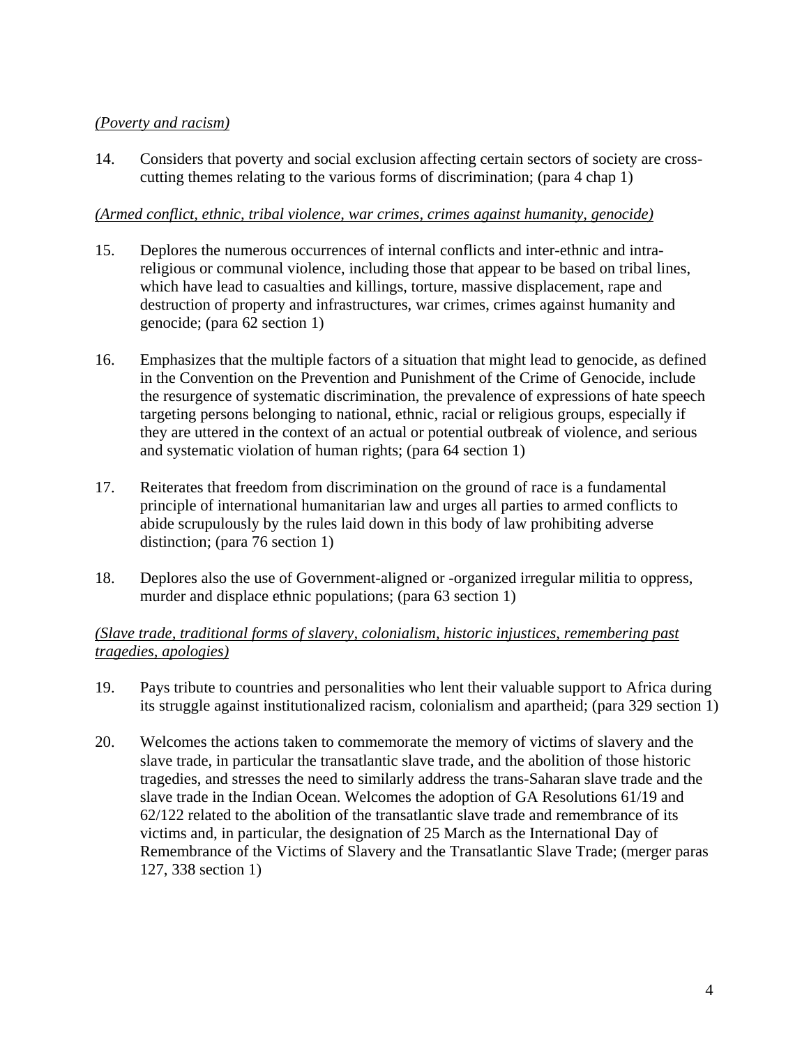*(Poverty and racism)*

14. Considers that poverty and social exclusion affecting certain sectors of society are cross-cutting themes relating to the various forms of discrimination; (para 4 chap 1)

*(Armed conflict, ethnic, tribal violence, war crimes, crimes against humanity, genocide)*

15. Deplores the numerous occurrences of internal conflicts and inter-ethnic and intra-religious or communal violence, including those that appear to be based on tribal lines, which have lead to casualties and killings, torture, massive displacement, rape and destruction of property and infrastructures, war crimes, crimes against humanity and genocide; (para 62 section 1)

16. Emphasizes that the multiple factors of a situation that might lead to genocide, as defined in the Convention on the Prevention and Punishment of the Crime of Genocide, include the resurgence of systematic discrimination, the prevalence of expressions of hate speech targeting persons belonging to national, ethnic, racial or religious groups, especially if they are uttered in the context of an actual or potential outbreak of violence, and serious and systematic violation of human rights; (para 64 section 1)

17. Reiterates that freedom from discrimination on the ground of race is a fundamental principle of international humanitarian law and urges all parties to armed conflicts to abide scrupulously by the rules laid down in this body of law prohibiting adverse distinction; (para 76 section 1)

18. Deplores also the use of Government-aligned or -organized irregular militia to oppress, murder and displace ethnic populations; (para 63 section 1)

*(Slave trade, traditional forms of slavery, colonialism, historic injustices, remembering past tragedies, apologies)*

19. Pays tribute to countries and personalities who lent their valuable support to Africa during its struggle against institutionalized racism, colonialism and apartheid; (para 329 section 1)

20. Welcomes the actions taken to commemorate the memory of victims of slavery and the slave trade, in particular the transatlantic slave trade, and the abolition of those historic tragedies, and stresses the need to similarly address the trans-Saharan slave trade and the slave trade in the Indian Ocean. Welcomes the adoption of GA Resolutions 61/19 and 62/122 related to the abolition of the transatlantic slave trade and remembrance of its victims and, in particular, the designation of 25 March as the International Day of Remembrance of the Victims of Slavery and the Transatlantic Slave Trade; (merger paras 127, 338 section 1)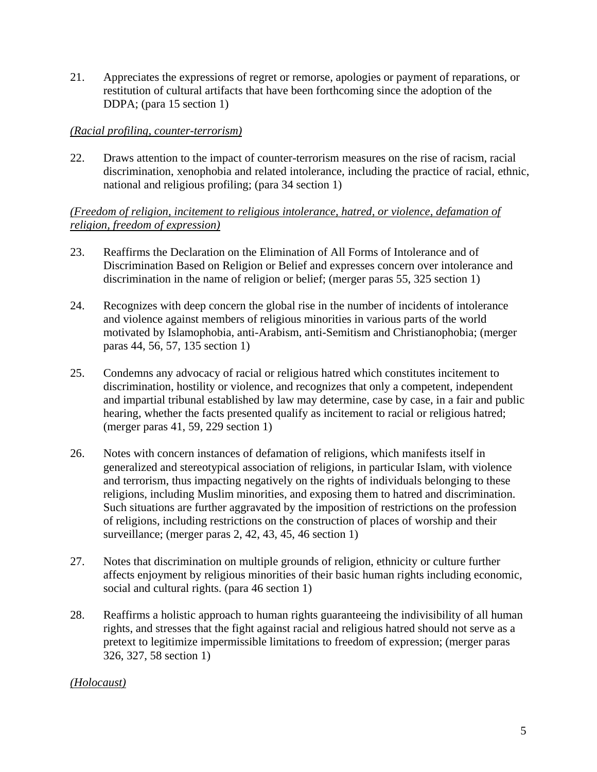21. Appreciates the expressions of regret or remorse, apologies or payment of reparations, or restitution of cultural artifacts that have been forthcoming since the adoption of the DDPA; (para 15 section 1)

*(Racial profiling, counter-terrorism)*

22. Draws attention to the impact of counter-terrorism measures on the rise of racism, racial discrimination, xenophobia and related intolerance, including the practice of racial, ethnic, national and religious profiling; (para 34 section 1)

*(Freedom of religion, incitement to religious intolerance, hatred, or violence, defamation of religion, freedom of expression)*

23. Reaffirms the Declaration on the Elimination of All Forms of Intolerance and of Discrimination Based on Religion or Belief and expresses concern over intolerance and discrimination in the name of religion or belief; (merger paras 55, 325 section 1)

24. Recognizes with deep concern the global rise in the number of incidents of intolerance and violence against members of religious minorities in various parts of the world motivated by Islamophobia, anti-Arabism, anti-Semitism and Christianophobia; (merger paras 44, 56, 57, 135 section 1)

25. Condemns any advocacy of racial or religious hatred which constitutes incitement to discrimination, hostility or violence, and recognizes that only a competent, independent and impartial tribunal established by law may determine, case by case, in a fair and public hearing, whether the facts presented qualify as incitement to racial or religious hatred; (merger paras 41, 59, 229 section 1)

26. Notes with concern instances of defamation of religions, which manifests itself in generalized and stereotypical association of religions, in particular Islam, with violence and terrorism, thus impacting negatively on the rights of individuals belonging to these religions, including Muslim minorities, and exposing them to hatred and discrimination. Such situations are further aggravated by the imposition of restrictions on the profession of religions, including restrictions on the construction of places of worship and their surveillance; (merger paras 2, 42, 43, 45, 46 section 1)

27. Notes that discrimination on multiple grounds of religion, ethnicity or culture further affects enjoyment by religious minorities of their basic human rights including economic, social and cultural rights. (para 46 section 1)

28. Reaffirms a holistic approach to human rights guaranteeing the indivisibility of all human rights, and stresses that the fight against racial and religious hatred should not serve as a pretext to legitimize impermissible limitations to freedom of expression; (merger paras 326, 327, 58 section 1)

*(Holocaust)*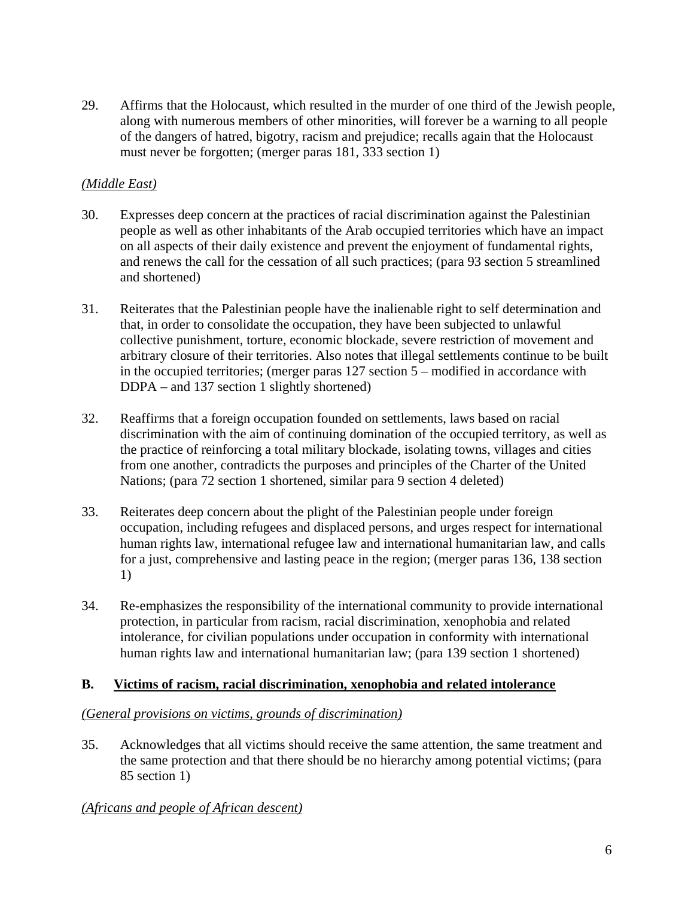29. Affirms that the Holocaust, which resulted in the murder of one third of the Jewish people, along with numerous members of other minorities, will forever be a warning to all people of the dangers of hatred, bigotry, racism and prejudice; recalls again that the Holocaust must never be forgotten; (merger paras 181, 333 section 1)

*(Middle East)*

30. Expresses deep concern at the practices of racial discrimination against the Palestinian people as well as other inhabitants of the Arab occupied territories which have an impact on all aspects of their daily existence and prevent the enjoyment of fundamental rights, and renews the call for the cessation of all such practices; (para 93 section 5 streamlined and shortened)

31. Reiterates that the Palestinian people have the inalienable right to self determination and that, in order to consolidate the occupation, they have been subjected to unlawful collective punishment, torture, economic blockade, severe restriction of movement and arbitrary closure of their territories. Also notes that illegal settlements continue to be built in the occupied territories; (merger paras 127 section 5 – modified in accordance with DDPA – and 137 section 1 slightly shortened)

32. Reaffirms that a foreign occupation founded on settlements, laws based on racial discrimination with the aim of continuing domination of the occupied territory, as well as the practice of reinforcing a total military blockade, isolating towns, villages and cities from one another, contradicts the purposes and principles of the Charter of the United Nations; (para 72 section 1 shortened, similar para 9 section 4 deleted)

33. Reiterates deep concern about the plight of the Palestinian people under foreign occupation, including refugees and displaced persons, and urges respect for international human rights law, international refugee law and international humanitarian law, and calls for a just, comprehensive and lasting peace in the region; (merger paras 136, 138 section 1)

34. Re-emphasizes the responsibility of the international community to provide international protection, in particular from racism, racial discrimination, xenophobia and related intolerance, for civilian populations under occupation in conformity with international human rights law and international humanitarian law; (para 139 section 1 shortened)

## B. Victims of racism, racial discrimination, xenophobia and related intolerance

*(General provisions on victims, grounds of discrimination)*

35. Acknowledges that all victims should receive the same attention, the same treatment and the same protection and that there should be no hierarchy among potential victims; (para 85 section 1)

*(Africans and people of African descent)*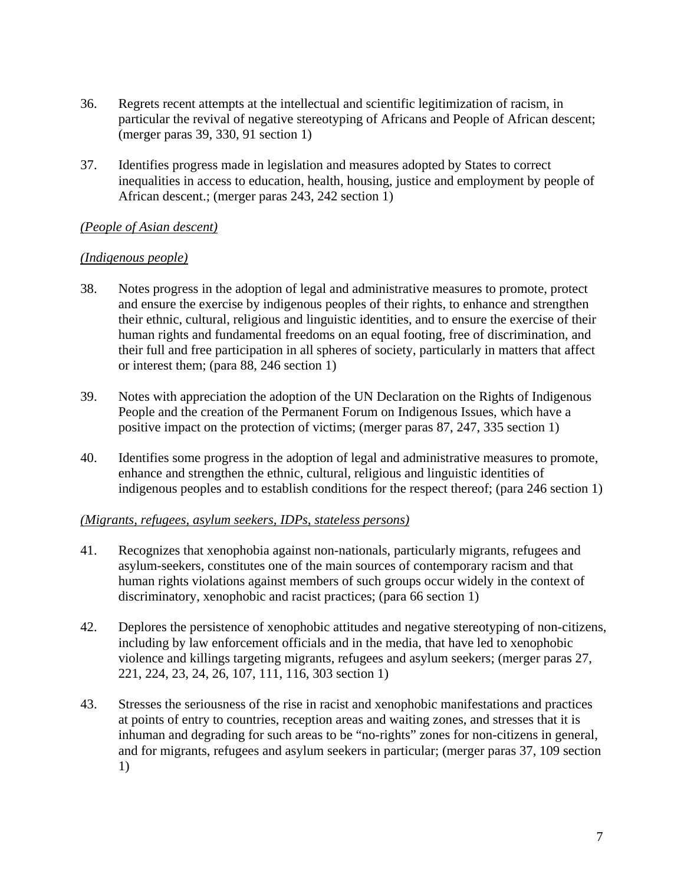36. Regrets recent attempts at the intellectual and scientific legitimization of racism, in particular the revival of negative stereotyping of Africans and People of African descent; (merger paras 39, 330, 91 section 1)

37. Identifies progress made in legislation and measures adopted by States to correct inequalities in access to education, health, housing, justice and employment by people of African descent.; (merger paras 243, 242 section 1)

*(People of Asian descent)*

*(Indigenous people)*

38. Notes progress in the adoption of legal and administrative measures to promote, protect and ensure the exercise by indigenous peoples of their rights, to enhance and strengthen their ethnic, cultural, religious and linguistic identities, and to ensure the exercise of their human rights and fundamental freedoms on an equal footing, free of discrimination, and their full and free participation in all spheres of society, particularly in matters that affect or interest them; (para 88, 246 section 1)

39. Notes with appreciation the adoption of the UN Declaration on the Rights of Indigenous People and the creation of the Permanent Forum on Indigenous Issues, which have a positive impact on the protection of victims; (merger paras 87, 247, 335 section 1)

40. Identifies some progress in the adoption of legal and administrative measures to promote, enhance and strengthen the ethnic, cultural, religious and linguistic identities of indigenous peoples and to establish conditions for the respect thereof; (para 246 section 1)

*(Migrants, refugees, asylum seekers, IDPs, stateless persons)*

41. Recognizes that xenophobia against non-nationals, particularly migrants, refugees and asylum-seekers, constitutes one of the main sources of contemporary racism and that human rights violations against members of such groups occur widely in the context of discriminatory, xenophobic and racist practices; (para 66 section 1)

42. Deplores the persistence of xenophobic attitudes and negative stereotyping of non-citizens, including by law enforcement officials and in the media, that have led to xenophobic violence and killings targeting migrants, refugees and asylum seekers; (merger paras 27, 221, 224, 23, 24, 26, 107, 111, 116, 303 section 1)

43. Stresses the seriousness of the rise in racist and xenophobic manifestations and practices at points of entry to countries, reception areas and waiting zones, and stresses that it is inhuman and degrading for such areas to be "no-rights" zones for non-citizens in general, and for migrants, refugees and asylum seekers in particular; (merger paras 37, 109 section 1)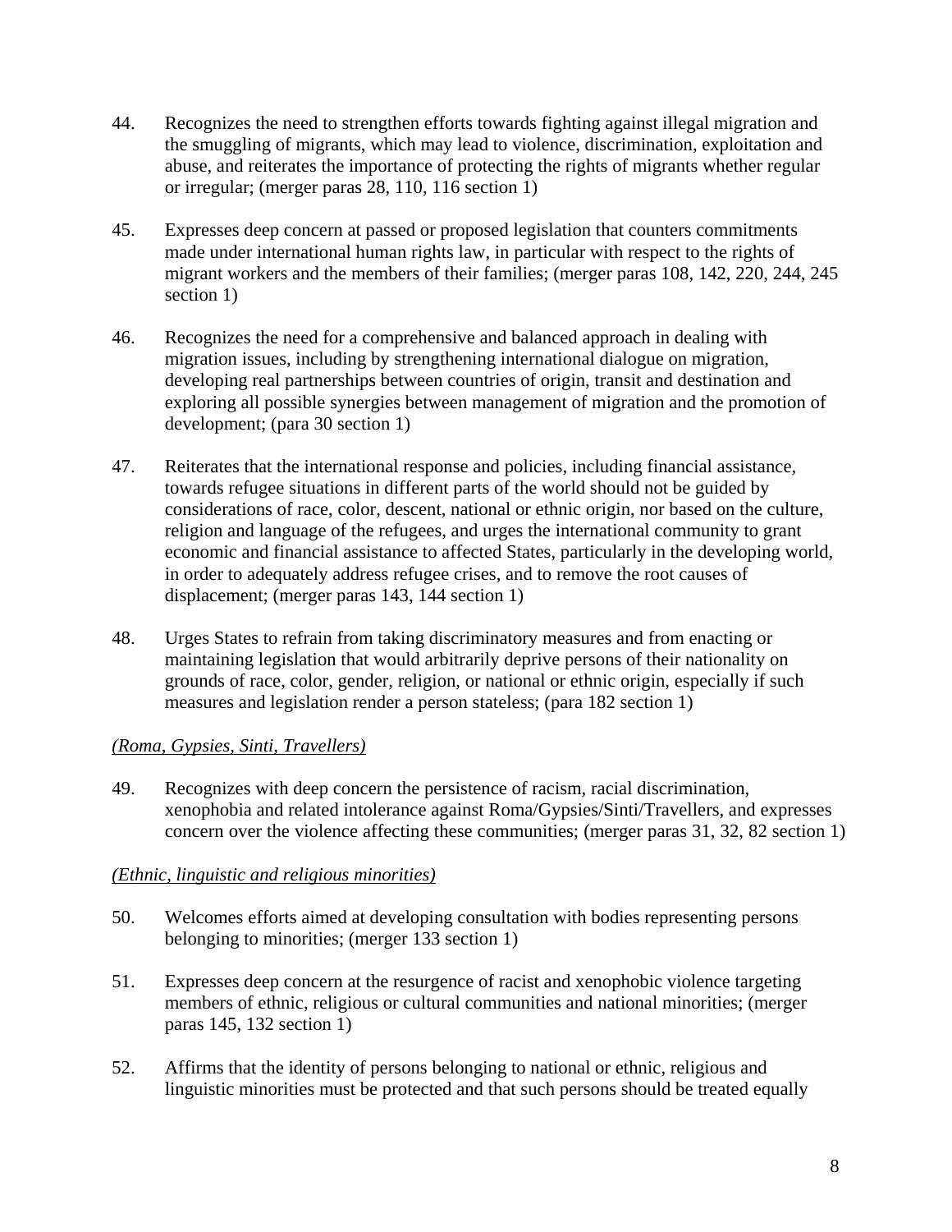44. Recognizes the need to strengthen efforts towards fighting against illegal migration and the smuggling of migrants, which may lead to violence, discrimination, exploitation and abuse, and reiterates the importance of protecting the rights of migrants whether regular or irregular; (merger paras 28, 110, 116 section 1)

45. Expresses deep concern at passed or proposed legislation that counters commitments made under international human rights law, in particular with respect to the rights of migrant workers and the members of their families; (merger paras 108, 142, 220, 244, 245 section 1)

46. Recognizes the need for a comprehensive and balanced approach in dealing with migration issues, including by strengthening international dialogue on migration, developing real partnerships between countries of origin, transit and destination and exploring all possible synergies between management of migration and the promotion of development; (para 30 section 1)

47. Reiterates that the international response and policies, including financial assistance, towards refugee situations in different parts of the world should not be guided by considerations of race, color, descent, national or ethnic origin, nor based on the culture, religion and language of the refugees, and urges the international community to grant economic and financial assistance to affected States, particularly in the developing world, in order to adequately address refugee crises, and to remove the root causes of displacement; (merger paras 143, 144 section 1)

48. Urges States to refrain from taking discriminatory measures and from enacting or maintaining legislation that would arbitrarily deprive persons of their nationality on grounds of race, color, gender, religion, or national or ethnic origin, especially if such measures and legislation render a person stateless; (para 182 section 1)

*(Roma, Gypsies, Sinti, Travellers)*

49. Recognizes with deep concern the persistence of racism, racial discrimination, xenophobia and related intolerance against Roma/Gypsies/Sinti/Travellers, and expresses concern over the violence affecting these communities; (merger paras 31, 32, 82 section 1)

*(Ethnic, linguistic and religious minorities)*

50. Welcomes efforts aimed at developing consultation with bodies representing persons belonging to minorities; (merger 133 section 1)

51. Expresses deep concern at the resurgence of racist and xenophobic violence targeting members of ethnic, religious or cultural communities and national minorities; (merger paras 145, 132 section 1)

52. Affirms that the identity of persons belonging to national or ethnic, religious and linguistic minorities must be protected and that such persons should be treated equally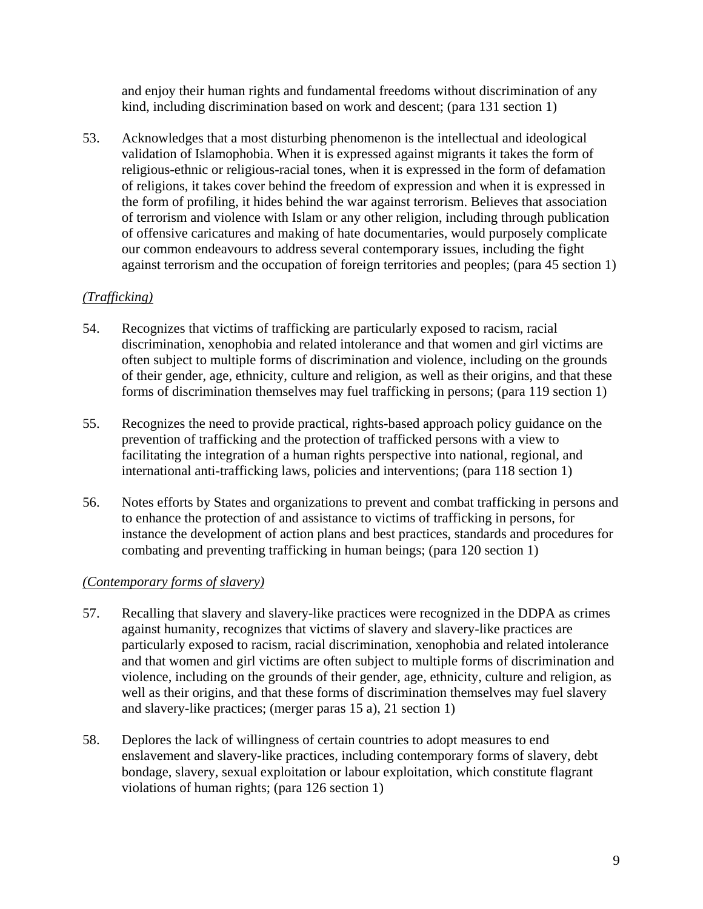and enjoy their human rights and fundamental freedoms without discrimination of any kind, including discrimination based on work and descent; (para 131 section 1)

53. Acknowledges that a most disturbing phenomenon is the intellectual and ideological validation of Islamophobia. When it is expressed against migrants it takes the form of religious-ethnic or religious-racial tones, when it is expressed in the form of defamation of religions, it takes cover behind the freedom of expression and when it is expressed in the form of profiling, it hides behind the war against terrorism. Believes that association of terrorism and violence with Islam or any other religion, including through publication of offensive caricatures and making of hate documentaries, would purposely complicate our common endeavours to address several contemporary issues, including the fight against terrorism and the occupation of foreign territories and peoples; (para 45 section 1)

*(Trafficking)*

54. Recognizes that victims of trafficking are particularly exposed to racism, racial discrimination, xenophobia and related intolerance and that women and girl victims are often subject to multiple forms of discrimination and violence, including on the grounds of their gender, age, ethnicity, culture and religion, as well as their origins, and that these forms of discrimination themselves may fuel trafficking in persons; (para 119 section 1)

55. Recognizes the need to provide practical, rights-based approach policy guidance on the prevention of trafficking and the protection of trafficked persons with a view to facilitating the integration of a human rights perspective into national, regional, and international anti-trafficking laws, policies and interventions; (para 118 section 1)

56. Notes efforts by States and organizations to prevent and combat trafficking in persons and to enhance the protection of and assistance to victims of trafficking in persons, for instance the development of action plans and best practices, standards and procedures for combating and preventing trafficking in human beings; (para 120 section 1)

*(Contemporary forms of slavery)*

57. Recalling that slavery and slavery-like practices were recognized in the DDPA as crimes against humanity, recognizes that victims of slavery and slavery-like practices are particularly exposed to racism, racial discrimination, xenophobia and related intolerance and that women and girl victims are often subject to multiple forms of discrimination and violence, including on the grounds of their gender, age, ethnicity, culture and religion, as well as their origins, and that these forms of discrimination themselves may fuel slavery and slavery-like practices; (merger paras 15 a), 21 section 1)

58. Deplores the lack of willingness of certain countries to adopt measures to end enslavement and slavery-like practices, including contemporary forms of slavery, debt bondage, slavery, sexual exploitation or labour exploitation, which constitute flagrant violations of human rights; (para 126 section 1)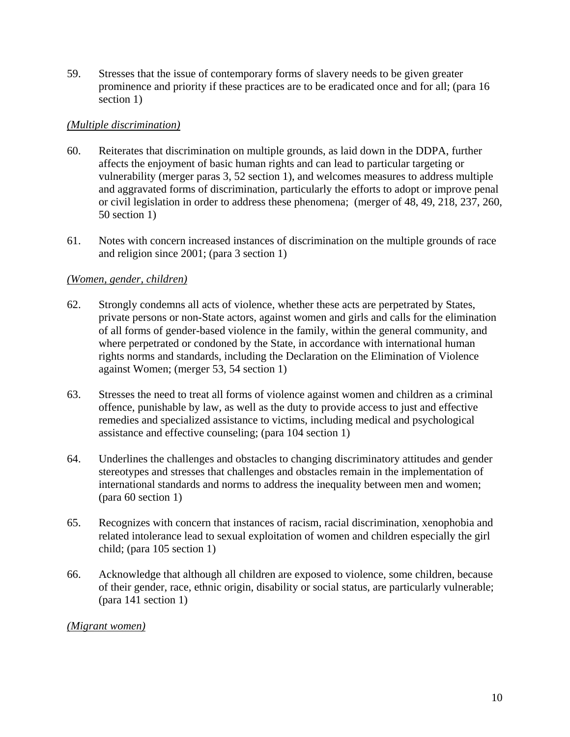59. Stresses that the issue of contemporary forms of slavery needs to be given greater prominence and priority if these practices are to be eradicated once and for all; (para 16 section 1)

*(Multiple discrimination)*

60. Reiterates that discrimination on multiple grounds, as laid down in the DDPA, further affects the enjoyment of basic human rights and can lead to particular targeting or vulnerability (merger paras 3, 52 section 1), and welcomes measures to address multiple and aggravated forms of discrimination, particularly the efforts to adopt or improve penal or civil legislation in order to address these phenomena; (merger of 48, 49, 218, 237, 260, 50 section 1)

61. Notes with concern increased instances of discrimination on the multiple grounds of race and religion since 2001; (para 3 section 1)

*(Women, gender, children)*

62. Strongly condemns all acts of violence, whether these acts are perpetrated by States, private persons or non-State actors, against women and girls and calls for the elimination of all forms of gender-based violence in the family, within the general community, and where perpetrated or condoned by the State, in accordance with international human rights norms and standards, including the Declaration on the Elimination of Violence against Women; (merger 53, 54 section 1)

63. Stresses the need to treat all forms of violence against women and children as a criminal offence, punishable by law, as well as the duty to provide access to just and effective remedies and specialized assistance to victims, including medical and psychological assistance and effective counseling; (para 104 section 1)

64. Underlines the challenges and obstacles to changing discriminatory attitudes and gender stereotypes and stresses that challenges and obstacles remain in the implementation of international standards and norms to address the inequality between men and women; (para 60 section 1)

65. Recognizes with concern that instances of racism, racial discrimination, xenophobia and related intolerance lead to sexual exploitation of women and children especially the girl child; (para 105 section 1)

66. Acknowledge that although all children are exposed to violence, some children, because of their gender, race, ethnic origin, disability or social status, are particularly vulnerable; (para 141 section 1)

*(Migrant women)*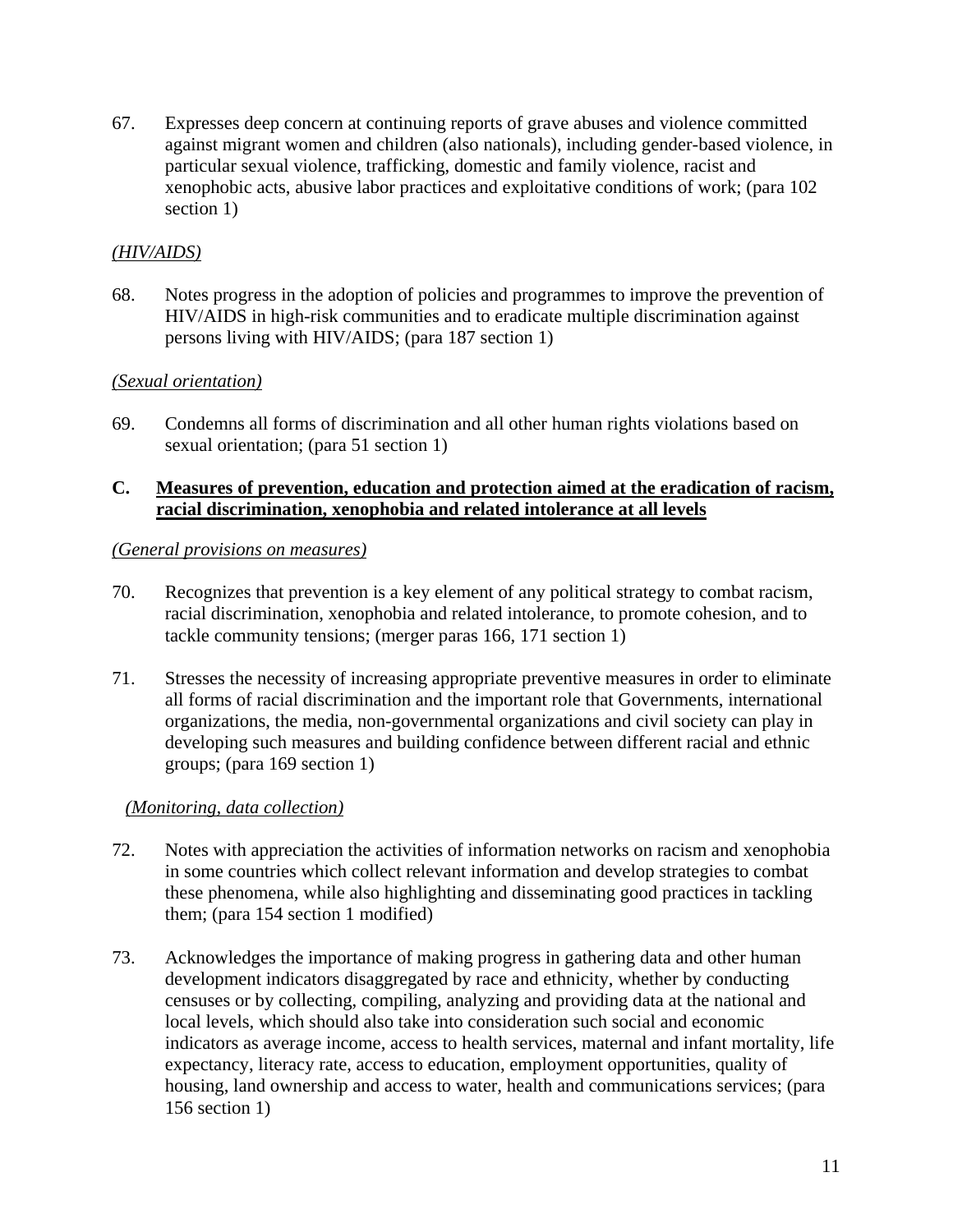67. Expresses deep concern at continuing reports of grave abuses and violence committed against migrant women and children (also nationals), including gender-based violence, in particular sexual violence, trafficking, domestic and family violence, racist and xenophobic acts, abusive labor practices and exploitative conditions of work; (para 102 section 1)

*(HIV/AIDS)*

68. Notes progress in the adoption of policies and programmes to improve the prevention of HIV/AIDS in high-risk communities and to eradicate multiple discrimination against persons living with HIV/AIDS; (para 187 section 1)

*(Sexual orientation)*

69. Condemns all forms of discrimination and all other human rights violations based on sexual orientation; (para 51 section 1)

## C. Measures of prevention, education and protection aimed at the eradication of racism, racial discrimination, xenophobia and related intolerance at all levels

*(General provisions on measures)*

70. Recognizes that prevention is a key element of any political strategy to combat racism, racial discrimination, xenophobia and related intolerance, to promote cohesion, and to tackle community tensions; (merger paras 166, 171 section 1)

71. Stresses the necessity of increasing appropriate preventive measures in order to eliminate all forms of racial discrimination and the important role that Governments, international organizations, the media, non-governmental organizations and civil society can play in developing such measures and building confidence between different racial and ethnic groups; (para 169 section 1)

*(Monitoring, data collection)*

72. Notes with appreciation the activities of information networks on racism and xenophobia in some countries which collect relevant information and develop strategies to combat these phenomena, while also highlighting and disseminating good practices in tackling them; (para 154 section 1 modified)

73. Acknowledges the importance of making progress in gathering data and other human development indicators disaggregated by race and ethnicity, whether by conducting censuses or by collecting, compiling, analyzing and providing data at the national and local levels, which should also take into consideration such social and economic indicators as average income, access to health services, maternal and infant mortality, life expectancy, literacy rate, access to education, employment opportunities, quality of housing, land ownership and access to water, health and communications services; (para 156 section 1)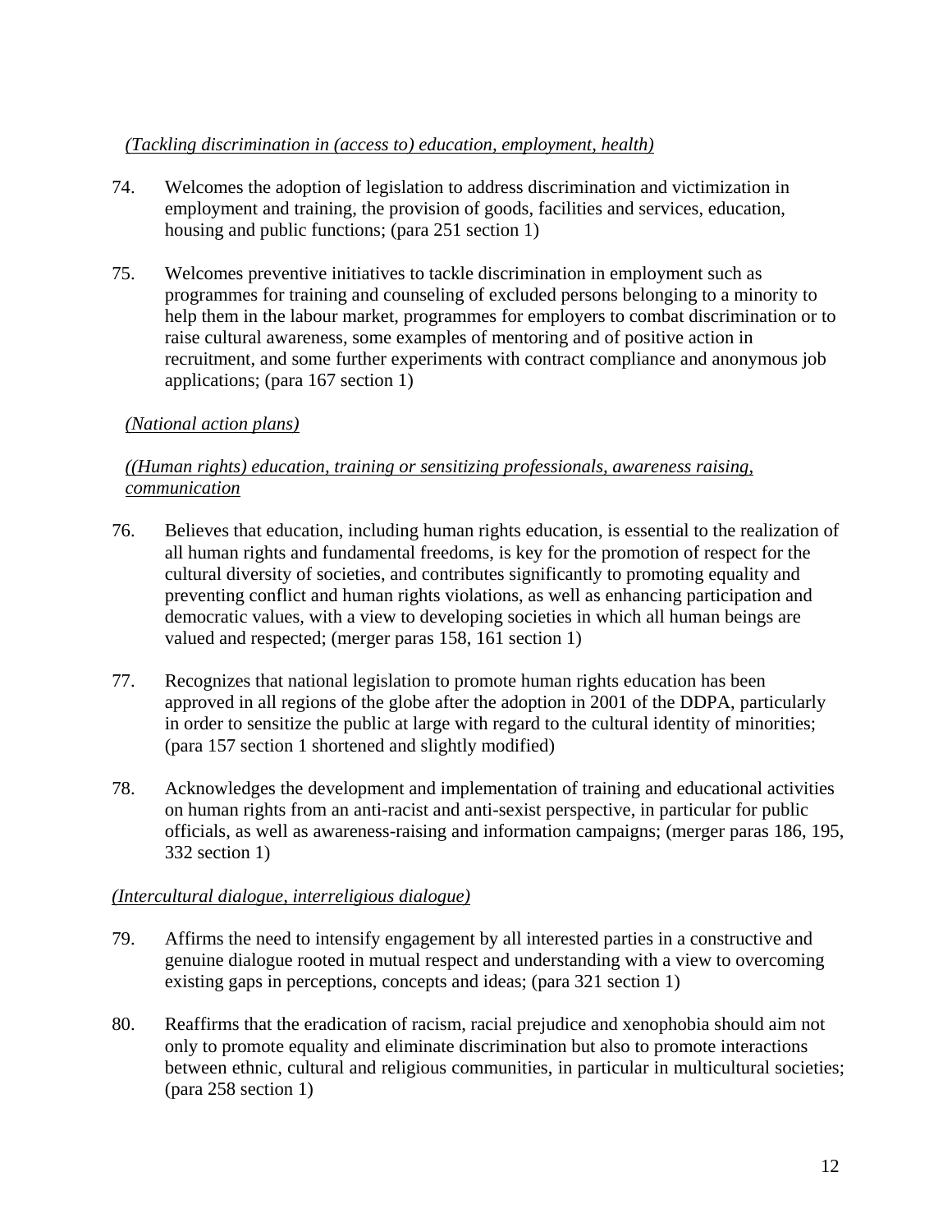*(Tackling discrimination in (access to) education, employment, health)*

74. Welcomes the adoption of legislation to address discrimination and victimization in employment and training, the provision of goods, facilities and services, education, housing and public functions; (para 251 section 1)

75. Welcomes preventive initiatives to tackle discrimination in employment such as programmes for training and counseling of excluded persons belonging to a minority to help them in the labour market, programmes for employers to combat discrimination or to raise cultural awareness, some examples of mentoring and of positive action in recruitment, and some further experiments with contract compliance and anonymous job applications; (para 167 section 1)

*(National action plans)*

*((Human rights) education, training or sensitizing professionals, awareness raising, communication*

76. Believes that education, including human rights education, is essential to the realization of all human rights and fundamental freedoms, is key for the promotion of respect for the cultural diversity of societies, and contributes significantly to promoting equality and preventing conflict and human rights violations, as well as enhancing participation and democratic values, with a view to developing societies in which all human beings are valued and respected; (merger paras 158, 161 section 1)

77. Recognizes that national legislation to promote human rights education has been approved in all regions of the globe after the adoption in 2001 of the DDPA, particularly in order to sensitize the public at large with regard to the cultural identity of minorities; (para 157 section 1 shortened and slightly modified)

78. Acknowledges the development and implementation of training and educational activities on human rights from an anti-racist and anti-sexist perspective, in particular for public officials, as well as awareness-raising and information campaigns; (merger paras 186, 195, 332 section 1)

*(Intercultural dialogue, interreligious dialogue)*

79. Affirms the need to intensify engagement by all interested parties in a constructive and genuine dialogue rooted in mutual respect and understanding with a view to overcoming existing gaps in perceptions, concepts and ideas; (para 321 section 1)

80. Reaffirms that the eradication of racism, racial prejudice and xenophobia should aim not only to promote equality and eliminate discrimination but also to promote interactions between ethnic, cultural and religious communities, in particular in multicultural societies; (para 258 section 1)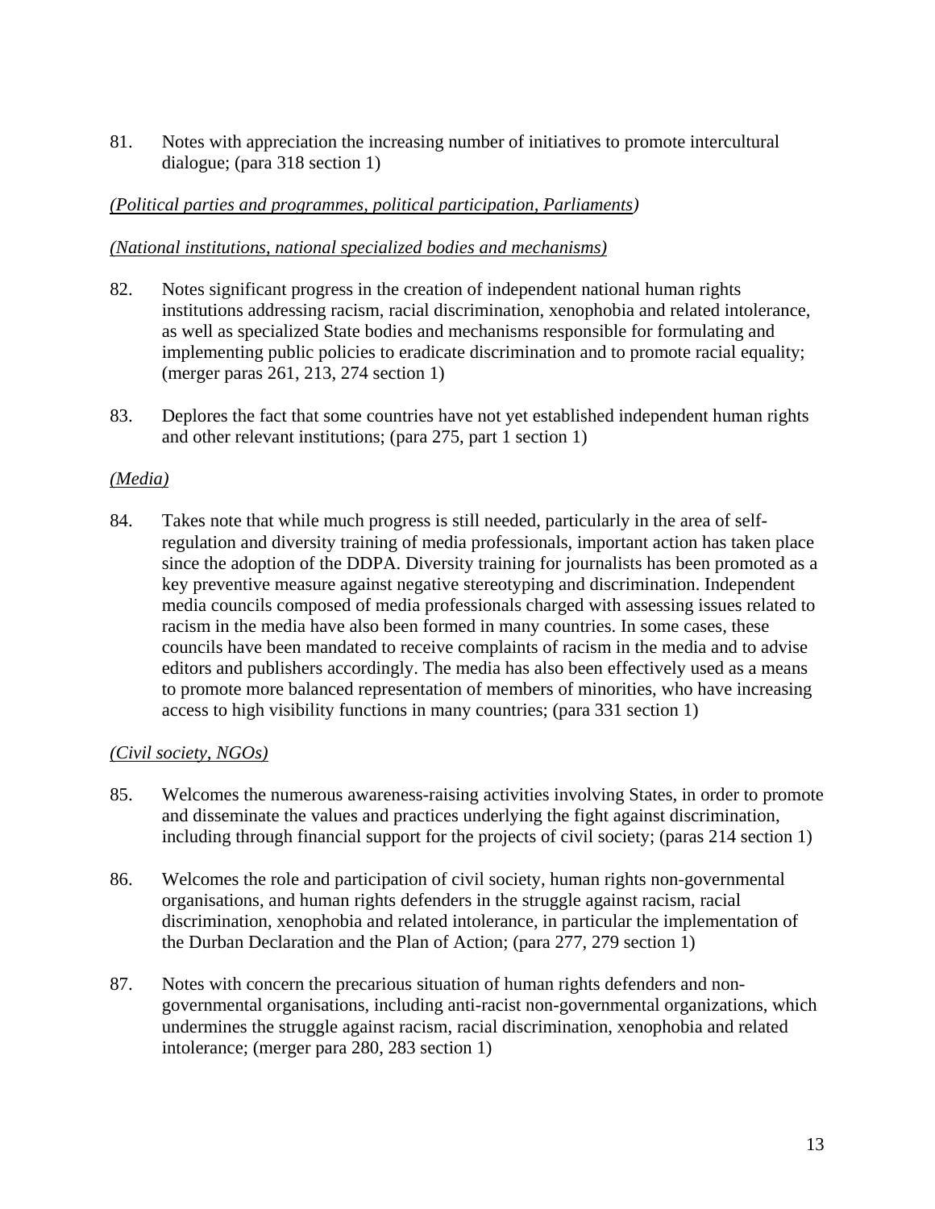81. Notes with appreciation the increasing number of initiatives to promote intercultural dialogue; (para 318 section 1)

*(Political parties and programmes, political participation, Parliaments)*

*(National institutions, national specialized bodies and mechanisms)*

82. Notes significant progress in the creation of independent national human rights institutions addressing racism, racial discrimination, xenophobia and related intolerance, as well as specialized State bodies and mechanisms responsible for formulating and implementing public policies to eradicate discrimination and to promote racial equality; (merger paras 261, 213, 274 section 1)

83. Deplores the fact that some countries have not yet established independent human rights and other relevant institutions; (para 275, part 1 section 1)

*(Media)*

84. Takes note that while much progress is still needed, particularly in the area of self-regulation and diversity training of media professionals, important action has taken place since the adoption of the DDPA. Diversity training for journalists has been promoted as a key preventive measure against negative stereotyping and discrimination. Independent media councils composed of media professionals charged with assessing issues related to racism in the media have also been formed in many countries. In some cases, these councils have been mandated to receive complaints of racism in the media and to advise editors and publishers accordingly. The media has also been effectively used as a means to promote more balanced representation of members of minorities, who have increasing access to high visibility functions in many countries; (para 331 section 1)

*(Civil society, NGOs)*

85. Welcomes the numerous awareness-raising activities involving States, in order to promote and disseminate the values and practices underlying the fight against discrimination, including through financial support for the projects of civil society; (paras 214 section 1)

86. Welcomes the role and participation of civil society, human rights non-governmental organisations, and human rights defenders in the struggle against racism, racial discrimination, xenophobia and related intolerance, in particular the implementation of the Durban Declaration and the Plan of Action; (para 277, 279 section 1)

87. Notes with concern the precarious situation of human rights defenders and non-governmental organisations, including anti-racist non-governmental organizations, which undermines the struggle against racism, racial discrimination, xenophobia and related intolerance; (merger para 280, 283 section 1)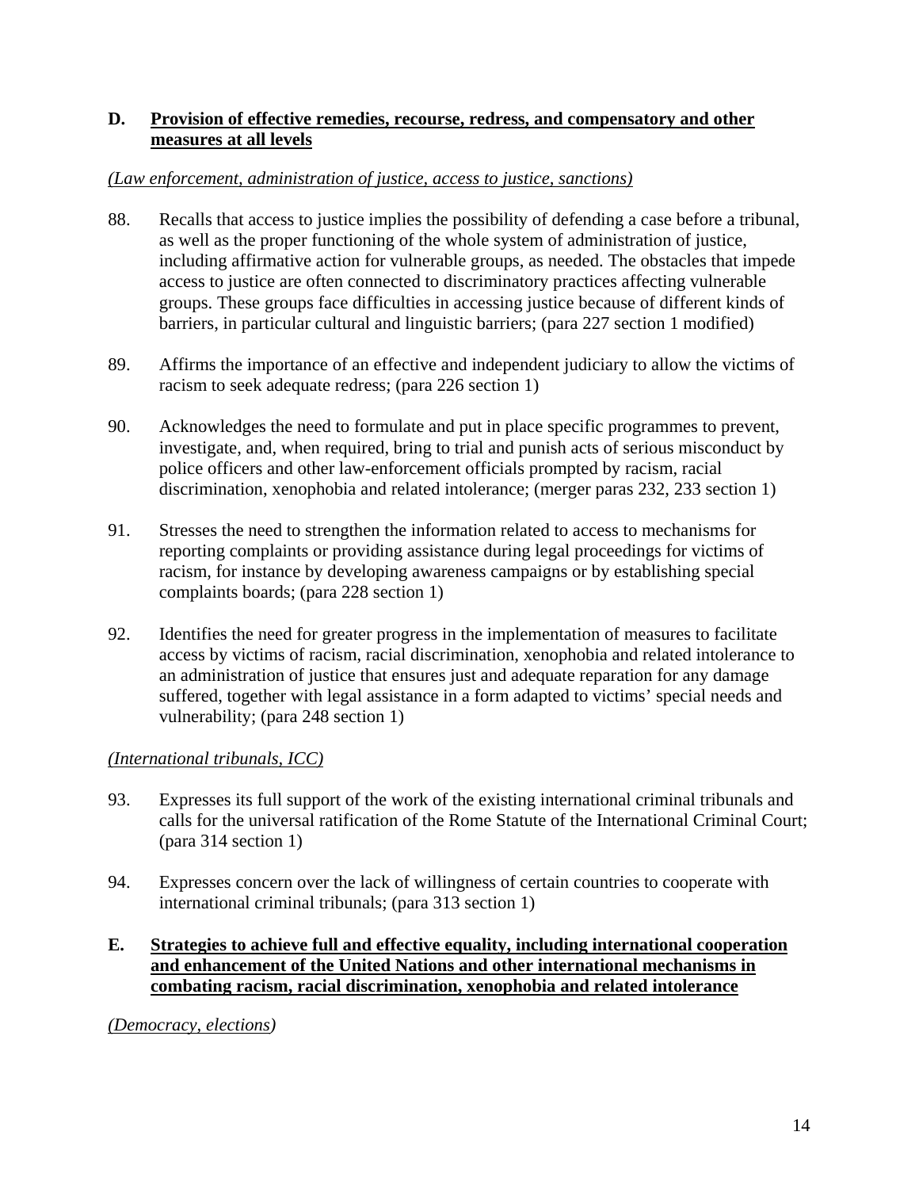## D. **Provision of effective remedies, recourse, redress, and compensatory and other measures at all levels**

*(Law enforcement, administration of justice, access to justice, sanctions)*

88. Recalls that access to justice implies the possibility of defending a case before a tribunal, as well as the proper functioning of the whole system of administration of justice, including affirmative action for vulnerable groups, as needed. The obstacles that impede access to justice are often connected to discriminatory practices affecting vulnerable groups. These groups face difficulties in accessing justice because of different kinds of barriers, in particular cultural and linguistic barriers; (para 227 section 1 modified)

89. Affirms the importance of an effective and independent judiciary to allow the victims of racism to seek adequate redress; (para 226 section 1)

90. Acknowledges the need to formulate and put in place specific programmes to prevent, investigate, and, when required, bring to trial and punish acts of serious misconduct by police officers and other law-enforcement officials prompted by racism, racial discrimination, xenophobia and related intolerance; (merger paras 232, 233 section 1)

91. Stresses the need to strengthen the information related to access to mechanisms for reporting complaints or providing assistance during legal proceedings for victims of racism, for instance by developing awareness campaigns or by establishing special complaints boards; (para 228 section 1)

92. Identifies the need for greater progress in the implementation of measures to facilitate access by victims of racism, racial discrimination, xenophobia and related intolerance to an administration of justice that ensures just and adequate reparation for any damage suffered, together with legal assistance in a form adapted to victims' special needs and vulnerability; (para 248 section 1)

*(International tribunals, ICC)*

93. Expresses its full support of the work of the existing international criminal tribunals and calls for the universal ratification of the Rome Statute of the International Criminal Court; (para 314 section 1)

94. Expresses concern over the lack of willingness of certain countries to cooperate with international criminal tribunals; (para 313 section 1)

## E. **Strategies to achieve full and effective equality, including international cooperation and enhancement of the United Nations and other international mechanisms in combating racism, racial discrimination, xenophobia and related intolerance**

*(Democracy, elections)*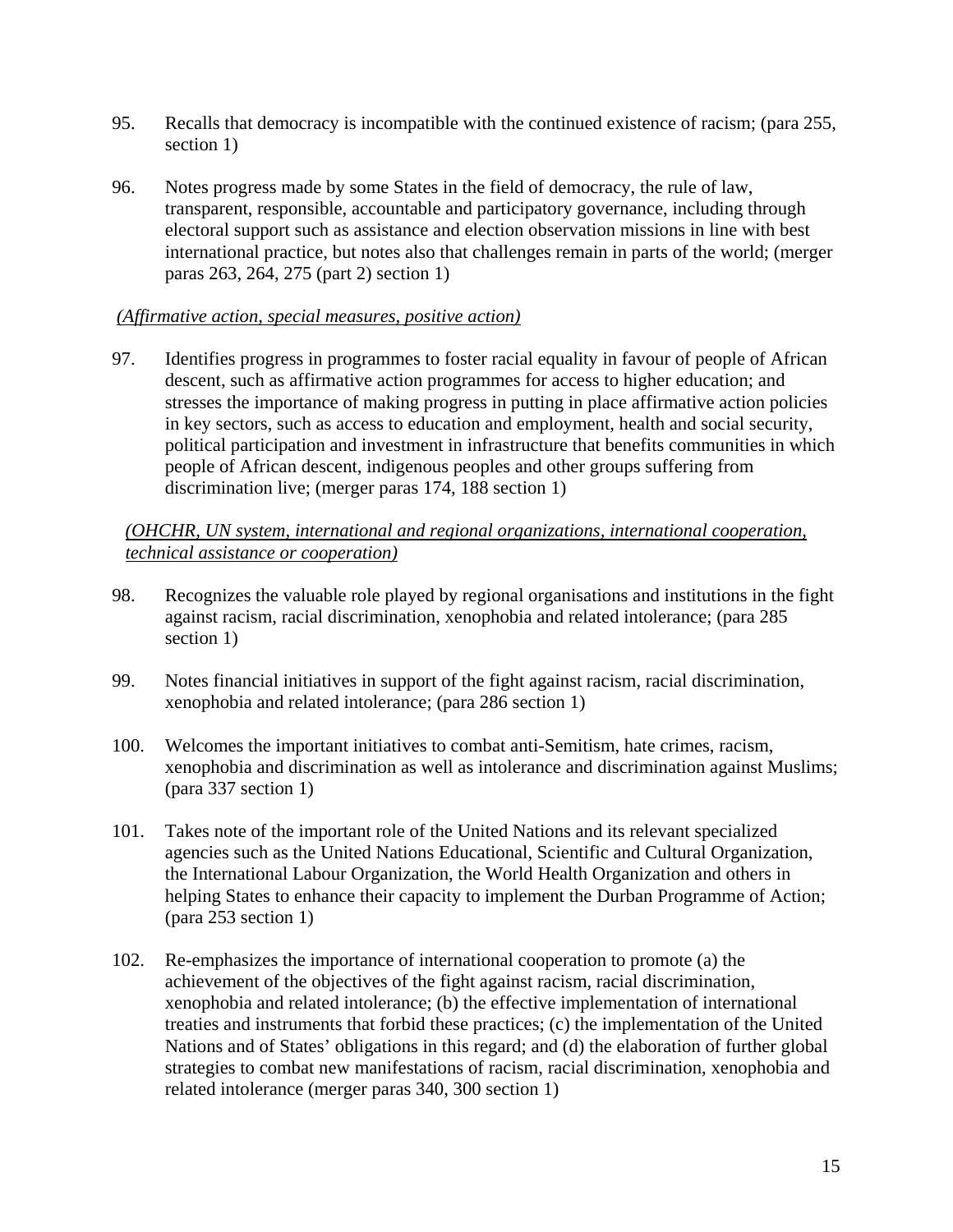95. Recalls that democracy is incompatible with the continued existence of racism; (para 255, section 1)

96. Notes progress made by some States in the field of democracy, the rule of law, transparent, responsible, accountable and participatory governance, including through electoral support such as assistance and election observation missions in line with best international practice, but notes also that challenges remain in parts of the world; (merger paras 263, 264, 275 (part 2) section 1)

*(Affirmative action, special measures, positive action)*

97. Identifies progress in programmes to foster racial equality in favour of people of African descent, such as affirmative action programmes for access to higher education; and stresses the importance of making progress in putting in place affirmative action policies in key sectors, such as access to education and employment, health and social security, political participation and investment in infrastructure that benefits communities in which people of African descent, indigenous peoples and other groups suffering from discrimination live; (merger paras 174, 188 section 1)

*(OHCHR, UN system, international and regional organizations, international cooperation, technical assistance or cooperation)*

98. Recognizes the valuable role played by regional organisations and institutions in the fight against racism, racial discrimination, xenophobia and related intolerance; (para 285 section 1)

99. Notes financial initiatives in support of the fight against racism, racial discrimination, xenophobia and related intolerance; (para 286 section 1)

100. Welcomes the important initiatives to combat anti-Semitism, hate crimes, racism, xenophobia and discrimination as well as intolerance and discrimination against Muslims; (para 337 section 1)

101. Takes note of the important role of the United Nations and its relevant specialized agencies such as the United Nations Educational, Scientific and Cultural Organization, the International Labour Organization, the World Health Organization and others in helping States to enhance their capacity to implement the Durban Programme of Action; (para 253 section 1)

102. Re-emphasizes the importance of international cooperation to promote (a) the achievement of the objectives of the fight against racism, racial discrimination, xenophobia and related intolerance; (b) the effective implementation of international treaties and instruments that forbid these practices; (c) the implementation of the United Nations and of States' obligations in this regard; and (d) the elaboration of further global strategies to combat new manifestations of racism, racial discrimination, xenophobia and related intolerance (merger paras 340, 300 section 1)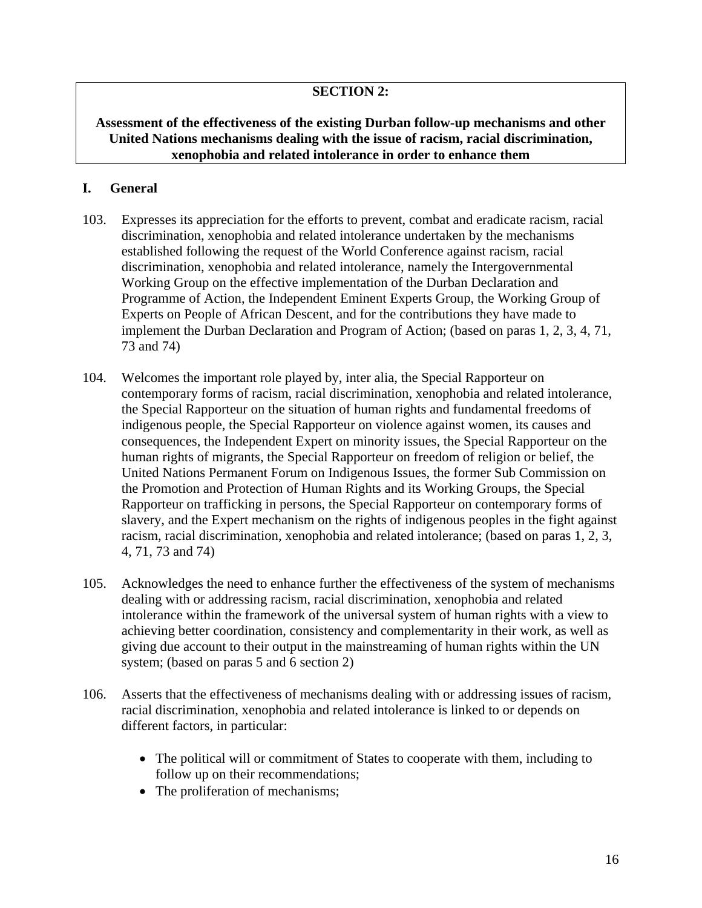**SECTION 2:**

**Assessment of the effectiveness of the existing Durban follow-up mechanisms and other United Nations mechanisms dealing with the issue of racism, racial discrimination, xenophobia and related intolerance in order to enhance them**

## I. General

103. Expresses its appreciation for the efforts to prevent, combat and eradicate racism, racial discrimination, xenophobia and related intolerance undertaken by the mechanisms established following the request of the World Conference against racism, racial discrimination, xenophobia and related intolerance, namely the Intergovernmental Working Group on the effective implementation of the Durban Declaration and Programme of Action, the Independent Eminent Experts Group, the Working Group of Experts on People of African Descent, and for the contributions they have made to implement the Durban Declaration and Program of Action; (based on paras 1, 2, 3, 4, 71, 73 and 74)

104. Welcomes the important role played by, inter alia, the Special Rapporteur on contemporary forms of racism, racial discrimination, xenophobia and related intolerance, the Special Rapporteur on the situation of human rights and fundamental freedoms of indigenous people, the Special Rapporteur on violence against women, its causes and consequences, the Independent Expert on minority issues, the Special Rapporteur on the human rights of migrants, the Special Rapporteur on freedom of religion or belief, the United Nations Permanent Forum on Indigenous Issues, the former Sub Commission on the Promotion and Protection of Human Rights and its Working Groups, the Special Rapporteur on trafficking in persons, the Special Rapporteur on contemporary forms of slavery, and the Expert mechanism on the rights of indigenous peoples in the fight against racism, racial discrimination, xenophobia and related intolerance; (based on paras 1, 2, 3, 4, 71, 73 and 74)

105. Acknowledges the need to enhance further the effectiveness of the system of mechanisms dealing with or addressing racism, racial discrimination, xenophobia and related intolerance within the framework of the universal system of human rights with a view to achieving better coordination, consistency and complementarity in their work, as well as giving due account to their output in the mainstreaming of human rights within the UN system; (based on paras 5 and 6 section 2)

106. Asserts that the effectiveness of mechanisms dealing with or addressing issues of racism, racial discrimination, xenophobia and related intolerance is linked to or depends on different factors, in particular:

    - The political will or commitment of States to cooperate with them, including to follow up on their recommendations;
    - The proliferation of mechanisms;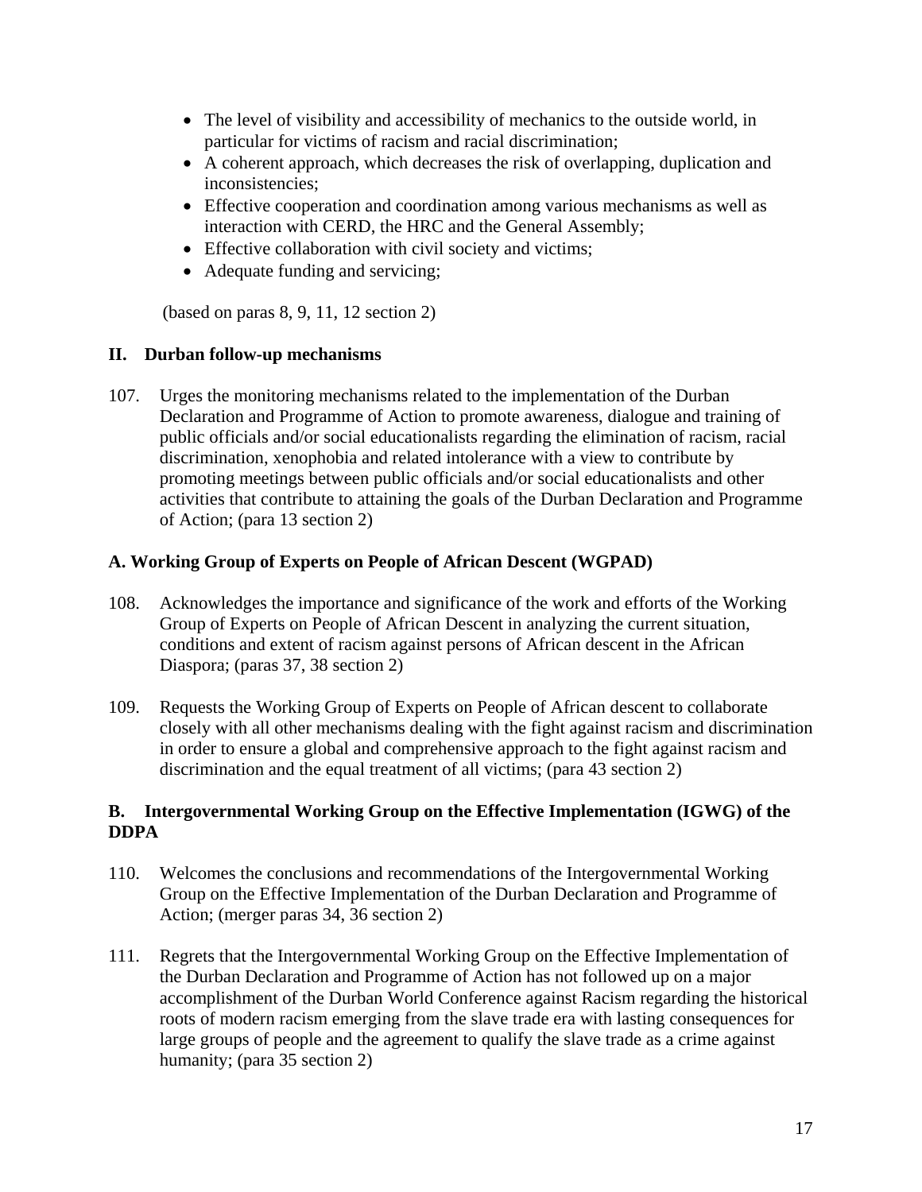- The level of visibility and accessibility of mechanics to the outside world, in particular for victims of racism and racial discrimination;
- A coherent approach, which decreases the risk of overlapping, duplication and inconsistencies;
- Effective cooperation and coordination among various mechanisms as well as interaction with CERD, the HRC and the General Assembly;
- Effective collaboration with civil society and victims;
- Adequate funding and servicing;

(based on paras 8, 9, 11, 12 section 2)

## II. Durban follow-up mechanisms

107. Urges the monitoring mechanisms related to the implementation of the Durban Declaration and Programme of Action to promote awareness, dialogue and training of public officials and/or social educationalists regarding the elimination of racism, racial discrimination, xenophobia and related intolerance with a view to contribute by promoting meetings between public officials and/or social educationalists and other activities that contribute to attaining the goals of the Durban Declaration and Programme of Action; (para 13 section 2)

### A. Working Group of Experts on People of African Descent (WGPAD)

108. Acknowledges the importance and significance of the work and efforts of the Working Group of Experts on People of African Descent in analyzing the current situation, conditions and extent of racism against persons of African descent in the African Diaspora; (paras 37, 38 section 2)

109. Requests the Working Group of Experts on People of African descent to collaborate closely with all other mechanisms dealing with the fight against racism and discrimination in order to ensure a global and comprehensive approach to the fight against racism and discrimination and the equal treatment of all victims; (para 43 section 2)

### B. Intergovernmental Working Group on the Effective Implementation (IGWG) of the DDPA

110. Welcomes the conclusions and recommendations of the Intergovernmental Working Group on the Effective Implementation of the Durban Declaration and Programme of Action; (merger paras 34, 36 section 2)

111. Regrets that the Intergovernmental Working Group on the Effective Implementation of the Durban Declaration and Programme of Action has not followed up on a major accomplishment of the Durban World Conference against Racism regarding the historical roots of modern racism emerging from the slave trade era with lasting consequences for large groups of people and the agreement to qualify the slave trade as a crime against humanity; (para 35 section 2)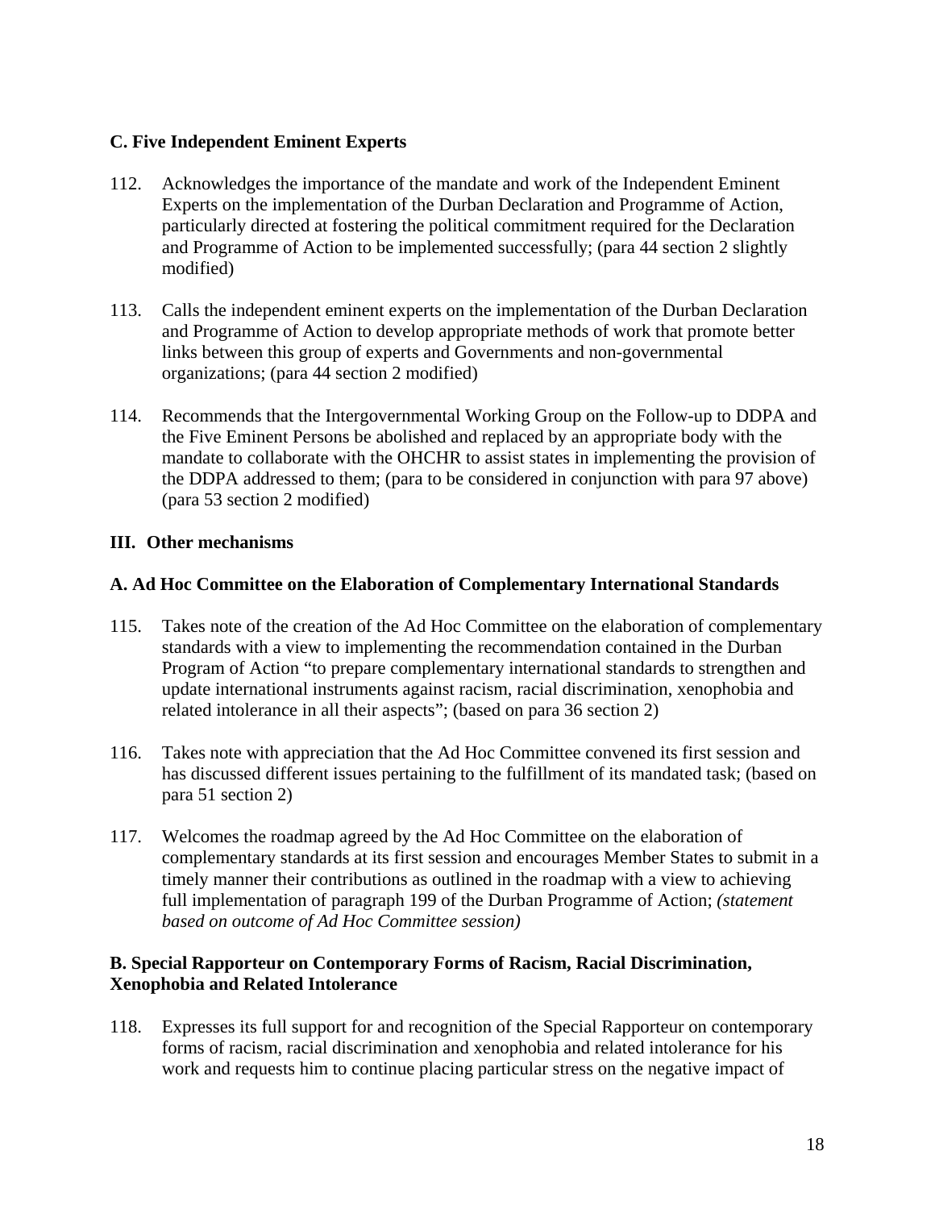### C. Five Independent Eminent Experts

112. Acknowledges the importance of the mandate and work of the Independent Eminent Experts on the implementation of the Durban Declaration and Programme of Action, particularly directed at fostering the political commitment required for the Declaration and Programme of Action to be implemented successfully; (para 44 section 2 slightly modified)

113. Calls the independent eminent experts on the implementation of the Durban Declaration and Programme of Action to develop appropriate methods of work that promote better links between this group of experts and Governments and non-governmental organizations; (para 44 section 2 modified)

114. Recommends that the Intergovernmental Working Group on the Follow-up to DDPA and the Five Eminent Persons be abolished and replaced by an appropriate body with the mandate to collaborate with the OHCHR to assist states in implementing the provision of the DDPA addressed to them; (para to be considered in conjunction with para 97 above) (para 53 section 2 modified)

## III. Other mechanisms

### A. Ad Hoc Committee on the Elaboration of Complementary International Standards

115. Takes note of the creation of the Ad Hoc Committee on the elaboration of complementary standards with a view to implementing the recommendation contained in the Durban Program of Action "to prepare complementary international standards to strengthen and update international instruments against racism, racial discrimination, xenophobia and related intolerance in all their aspects"; (based on para 36 section 2)

116. Takes note with appreciation that the Ad Hoc Committee convened its first session and has discussed different issues pertaining to the fulfillment of its mandated task; (based on para 51 section 2)

117. Welcomes the roadmap agreed by the Ad Hoc Committee on the elaboration of complementary standards at its first session and encourages Member States to submit in a timely manner their contributions as outlined in the roadmap with a view to achieving full implementation of paragraph 199 of the Durban Programme of Action; *(statement based on outcome of Ad Hoc Committee session)*

### B. Special Rapporteur on Contemporary Forms of Racism, Racial Discrimination, Xenophobia and Related Intolerance

118. Expresses its full support for and recognition of the Special Rapporteur on contemporary forms of racism, racial discrimination and xenophobia and related intolerance for his work and requests him to continue placing particular stress on the negative impact of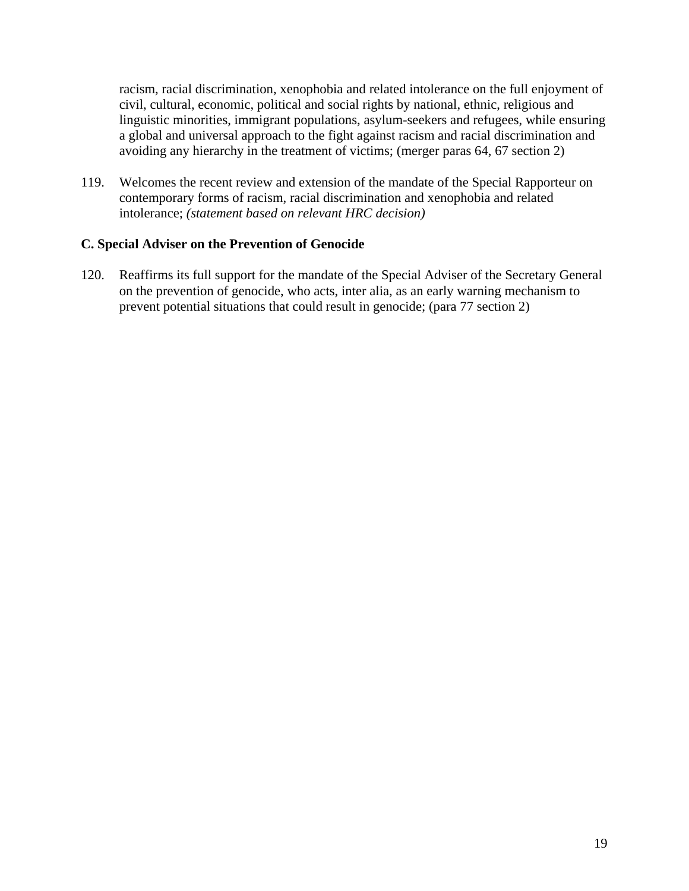racism, racial discrimination, xenophobia and related intolerance on the full enjoyment of civil, cultural, economic, political and social rights by national, ethnic, religious and linguistic minorities, immigrant populations, asylum-seekers and refugees, while ensuring a global and universal approach to the fight against racism and racial discrimination and avoiding any hierarchy in the treatment of victims; (merger paras 64, 67 section 2)

119. Welcomes the recent review and extension of the mandate of the Special Rapporteur on contemporary forms of racism, racial discrimination and xenophobia and related intolerance; *(statement based on relevant HRC decision)*

**C. Special Adviser on the Prevention of Genocide**

120. Reaffirms its full support for the mandate of the Special Adviser of the Secretary General on the prevention of genocide, who acts, inter alia, as an early warning mechanism to prevent potential situations that could result in genocide; (para 77 section 2)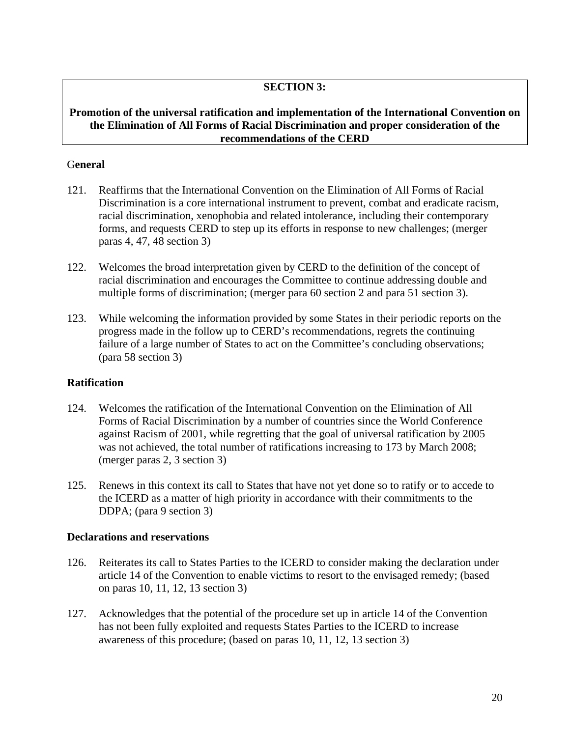**SECTION 3:**

**Promotion of the universal ratification and implementation of the International Convention on the Elimination of All Forms of Racial Discrimination and proper consideration of the recommendations of the CERD**

### General

121. Reaffirms that the International Convention on the Elimination of All Forms of Racial Discrimination is a core international instrument to prevent, combat and eradicate racism, racial discrimination, xenophobia and related intolerance, including their contemporary forms, and requests CERD to step up its efforts in response to new challenges; (merger paras 4, 47, 48 section 3)

122. Welcomes the broad interpretation given by CERD to the definition of the concept of racial discrimination and encourages the Committee to continue addressing double and multiple forms of discrimination; (merger para 60 section 2 and para 51 section 3).

123. While welcoming the information provided by some States in their periodic reports on the progress made in the follow up to CERD's recommendations, regrets the continuing failure of a large number of States to act on the Committee's concluding observations; (para 58 section 3)

### Ratification

124. Welcomes the ratification of the International Convention on the Elimination of All Forms of Racial Discrimination by a number of countries since the World Conference against Racism of 2001, while regretting that the goal of universal ratification by 2005 was not achieved, the total number of ratifications increasing to 173 by March 2008; (merger paras 2, 3 section 3)

125. Renews in this context its call to States that have not yet done so to ratify or to accede to the ICERD as a matter of high priority in accordance with their commitments to the DDPA; (para 9 section 3)

### Declarations and reservations

126. Reiterates its call to States Parties to the ICERD to consider making the declaration under article 14 of the Convention to enable victims to resort to the envisaged remedy; (based on paras 10, 11, 12, 13 section 3)

127. Acknowledges that the potential of the procedure set up in article 14 of the Convention has not been fully exploited and requests States Parties to the ICERD to increase awareness of this procedure; (based on paras 10, 11, 12, 13 section 3)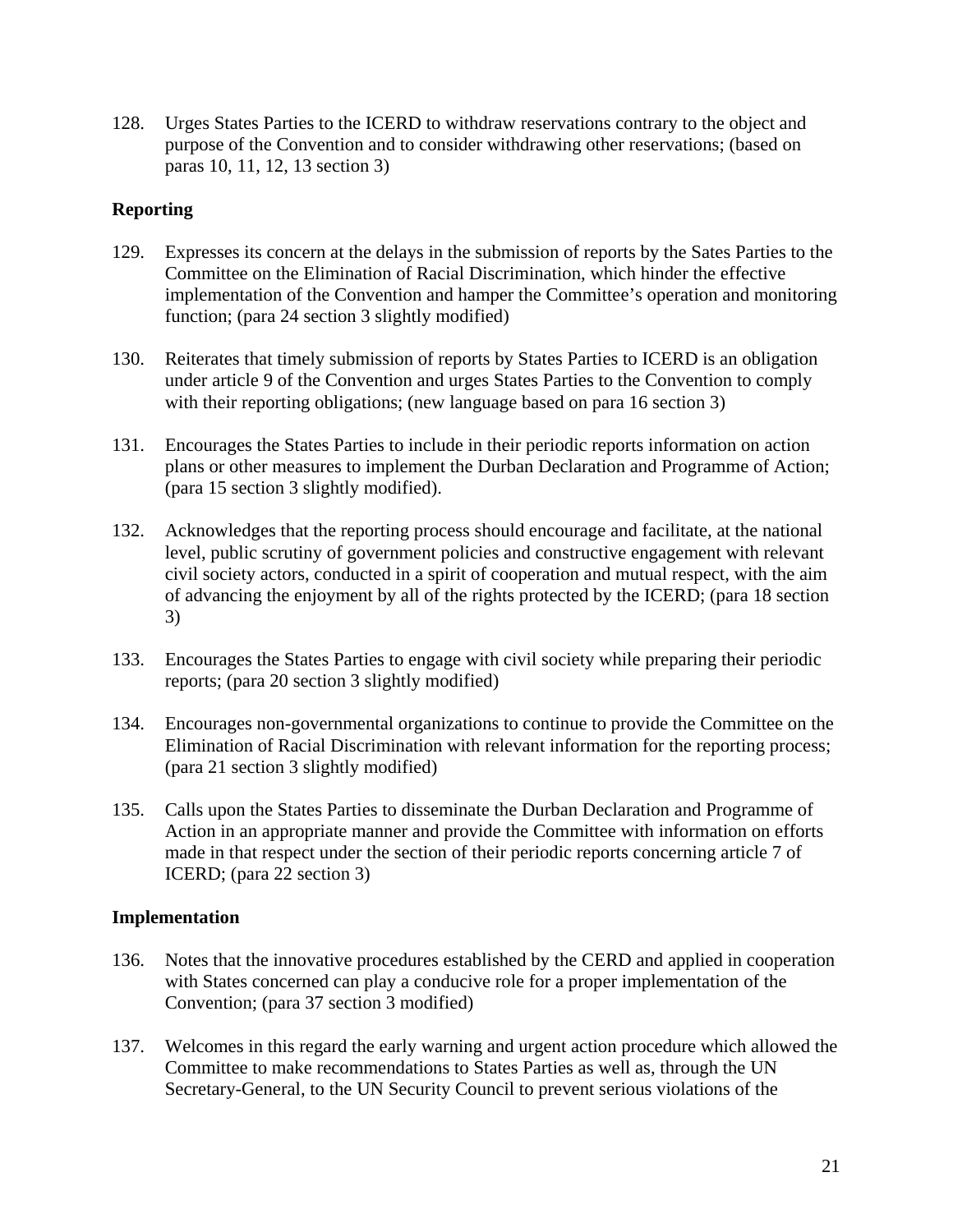128. Urges States Parties to the ICERD to withdraw reservations contrary to the object and purpose of the Convention and to consider withdrawing other reservations; (based on paras 10, 11, 12, 13 section 3)

**Reporting**

129. Expresses its concern at the delays in the submission of reports by the Sates Parties to the Committee on the Elimination of Racial Discrimination, which hinder the effective implementation of the Convention and hamper the Committee's operation and monitoring function; (para 24 section 3 slightly modified)

130. Reiterates that timely submission of reports by States Parties to ICERD is an obligation under article 9 of the Convention and urges States Parties to the Convention to comply with their reporting obligations; (new language based on para 16 section 3)

131. Encourages the States Parties to include in their periodic reports information on action plans or other measures to implement the Durban Declaration and Programme of Action; (para 15 section 3 slightly modified).

132. Acknowledges that the reporting process should encourage and facilitate, at the national level, public scrutiny of government policies and constructive engagement with relevant civil society actors, conducted in a spirit of cooperation and mutual respect, with the aim of advancing the enjoyment by all of the rights protected by the ICERD; (para 18 section 3)

133. Encourages the States Parties to engage with civil society while preparing their periodic reports; (para 20 section 3 slightly modified)

134. Encourages non-governmental organizations to continue to provide the Committee on the Elimination of Racial Discrimination with relevant information for the reporting process; (para 21 section 3 slightly modified)

135. Calls upon the States Parties to disseminate the Durban Declaration and Programme of Action in an appropriate manner and provide the Committee with information on efforts made in that respect under the section of their periodic reports concerning article 7 of ICERD; (para 22 section 3)

**Implementation**

136. Notes that the innovative procedures established by the CERD and applied in cooperation with States concerned can play a conducive role for a proper implementation of the Convention; (para 37 section 3 modified)

137. Welcomes in this regard the early warning and urgent action procedure which allowed the Committee to make recommendations to States Parties as well as, through the UN Secretary-General, to the UN Security Council to prevent serious violations of the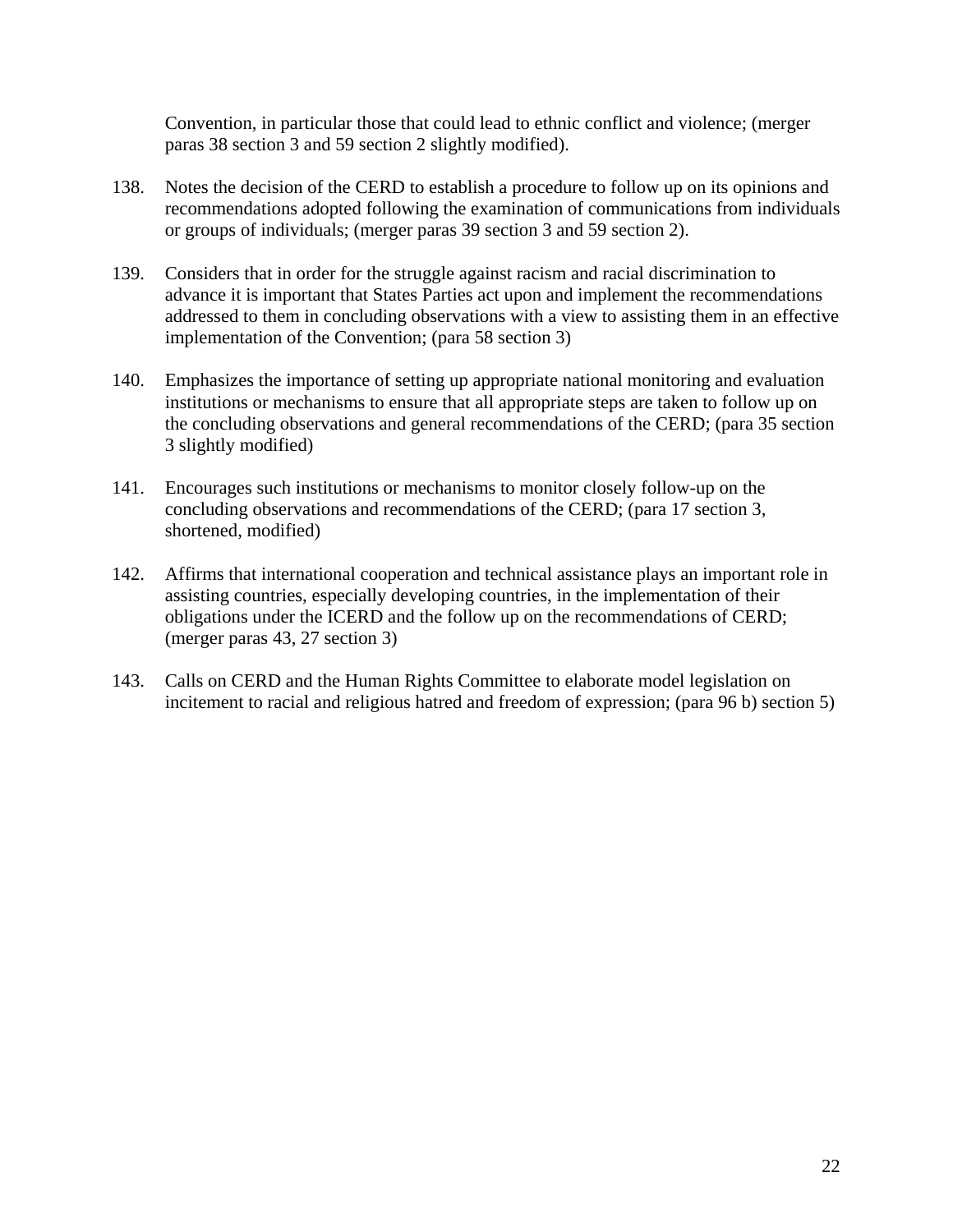Convention, in particular those that could lead to ethnic conflict and violence; (merger paras 38 section 3 and 59 section 2 slightly modified).

138. Notes the decision of the CERD to establish a procedure to follow up on its opinions and recommendations adopted following the examination of communications from individuals or groups of individuals; (merger paras 39 section 3 and 59 section 2).

139. Considers that in order for the struggle against racism and racial discrimination to advance it is important that States Parties act upon and implement the recommendations addressed to them in concluding observations with a view to assisting them in an effective implementation of the Convention; (para 58 section 3)

140. Emphasizes the importance of setting up appropriate national monitoring and evaluation institutions or mechanisms to ensure that all appropriate steps are taken to follow up on the concluding observations and general recommendations of the CERD; (para 35 section 3 slightly modified)

141. Encourages such institutions or mechanisms to monitor closely follow-up on the concluding observations and recommendations of the CERD; (para 17 section 3, shortened, modified)

142. Affirms that international cooperation and technical assistance plays an important role in assisting countries, especially developing countries, in the implementation of their obligations under the ICERD and the follow up on the recommendations of CERD; (merger paras 43, 27 section 3)

143. Calls on CERD and the Human Rights Committee to elaborate model legislation on incitement to racial and religious hatred and freedom of expression; (para 96 b) section 5)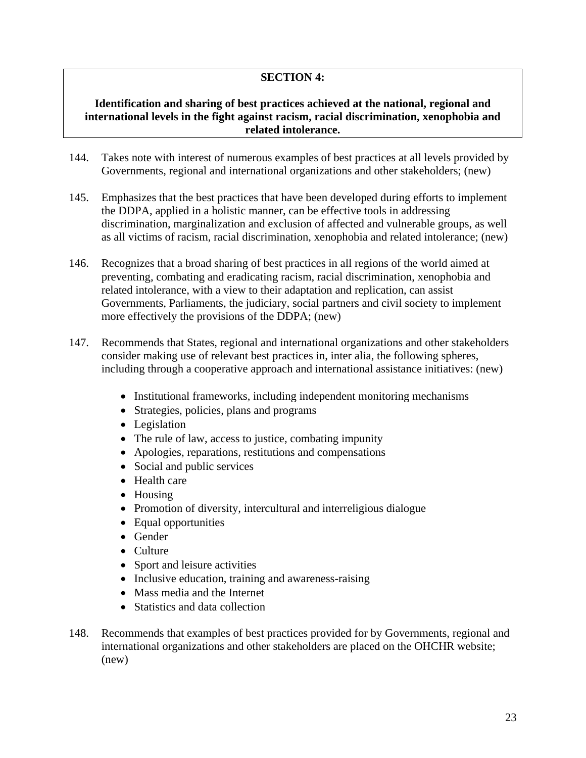**SECTION 4:**

**Identification and sharing of best practices achieved at the national, regional and international levels in the fight against racism, racial discrimination, xenophobia and related intolerance.**

144. Takes note with interest of numerous examples of best practices at all levels provided by Governments, regional and international organizations and other stakeholders; (new)

145. Emphasizes that the best practices that have been developed during efforts to implement the DDPA, applied in a holistic manner, can be effective tools in addressing discrimination, marginalization and exclusion of affected and vulnerable groups, as well as all victims of racism, racial discrimination, xenophobia and related intolerance; (new)

146. Recognizes that a broad sharing of best practices in all regions of the world aimed at preventing, combating and eradicating racism, racial discrimination, xenophobia and related intolerance, with a view to their adaptation and replication, can assist Governments, Parliaments, the judiciary, social partners and civil society to implement more effectively the provisions of the DDPA; (new)

147. Recommends that States, regional and international organizations and other stakeholders consider making use of relevant best practices in, inter alia, the following spheres, including through a cooperative approach and international assistance initiatives: (new)

    - Institutional frameworks, including independent monitoring mechanisms
    - Strategies, policies, plans and programs
    - Legislation
    - The rule of law, access to justice, combating impunity
    - Apologies, reparations, restitutions and compensations
    - Social and public services
    - Health care
    - Housing
    - Promotion of diversity, intercultural and interreligious dialogue
    - Equal opportunities
    - Gender
    - Culture
    - Sport and leisure activities
    - Inclusive education, training and awareness-raising
    - Mass media and the Internet
    - Statistics and data collection

148. Recommends that examples of best practices provided for by Governments, regional and international organizations and other stakeholders are placed on the OHCHR website; (new)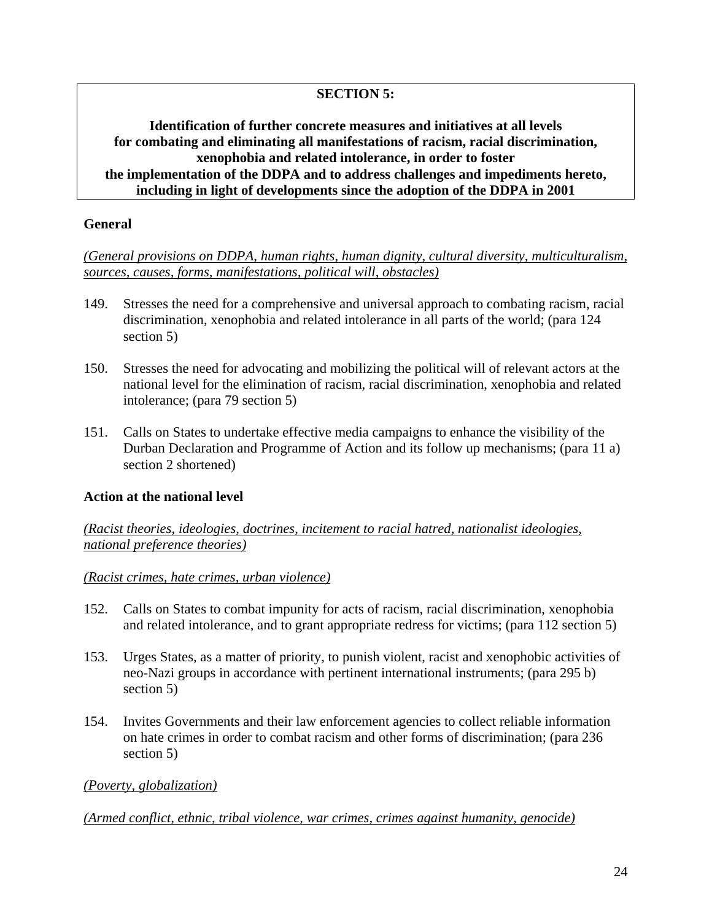**SECTION 5:**

**Identification of further concrete measures and initiatives at all levels for combating and eliminating all manifestations of racism, racial discrimination, xenophobia and related intolerance, in order to foster the implementation of the DDPA and to address challenges and impediments hereto, including in light of developments since the adoption of the DDPA in 2001**

**General**

*(General provisions on DDPA, human rights, human dignity, cultural diversity, multiculturalism, sources, causes, forms, manifestations, political will, obstacles)*

149. Stresses the need for a comprehensive and universal approach to combating racism, racial discrimination, xenophobia and related intolerance in all parts of the world; (para 124 section 5)

150. Stresses the need for advocating and mobilizing the political will of relevant actors at the national level for the elimination of racism, racial discrimination, xenophobia and related intolerance; (para 79 section 5)

151. Calls on States to undertake effective media campaigns to enhance the visibility of the Durban Declaration and Programme of Action and its follow up mechanisms; (para 11 a) section 2 shortened)

**Action at the national level**

*(Racist theories, ideologies, doctrines, incitement to racial hatred, nationalist ideologies, national preference theories)*

*(Racist crimes, hate crimes, urban violence)*

152. Calls on States to combat impunity for acts of racism, racial discrimination, xenophobia and related intolerance, and to grant appropriate redress for victims; (para 112 section 5)

153. Urges States, as a matter of priority, to punish violent, racist and xenophobic activities of neo-Nazi groups in accordance with pertinent international instruments; (para 295 b) section 5)

154. Invites Governments and their law enforcement agencies to collect reliable information on hate crimes in order to combat racism and other forms of discrimination; (para 236 section 5)

*(Poverty, globalization)*

*(Armed conflict, ethnic, tribal violence, war crimes, crimes against humanity, genocide)*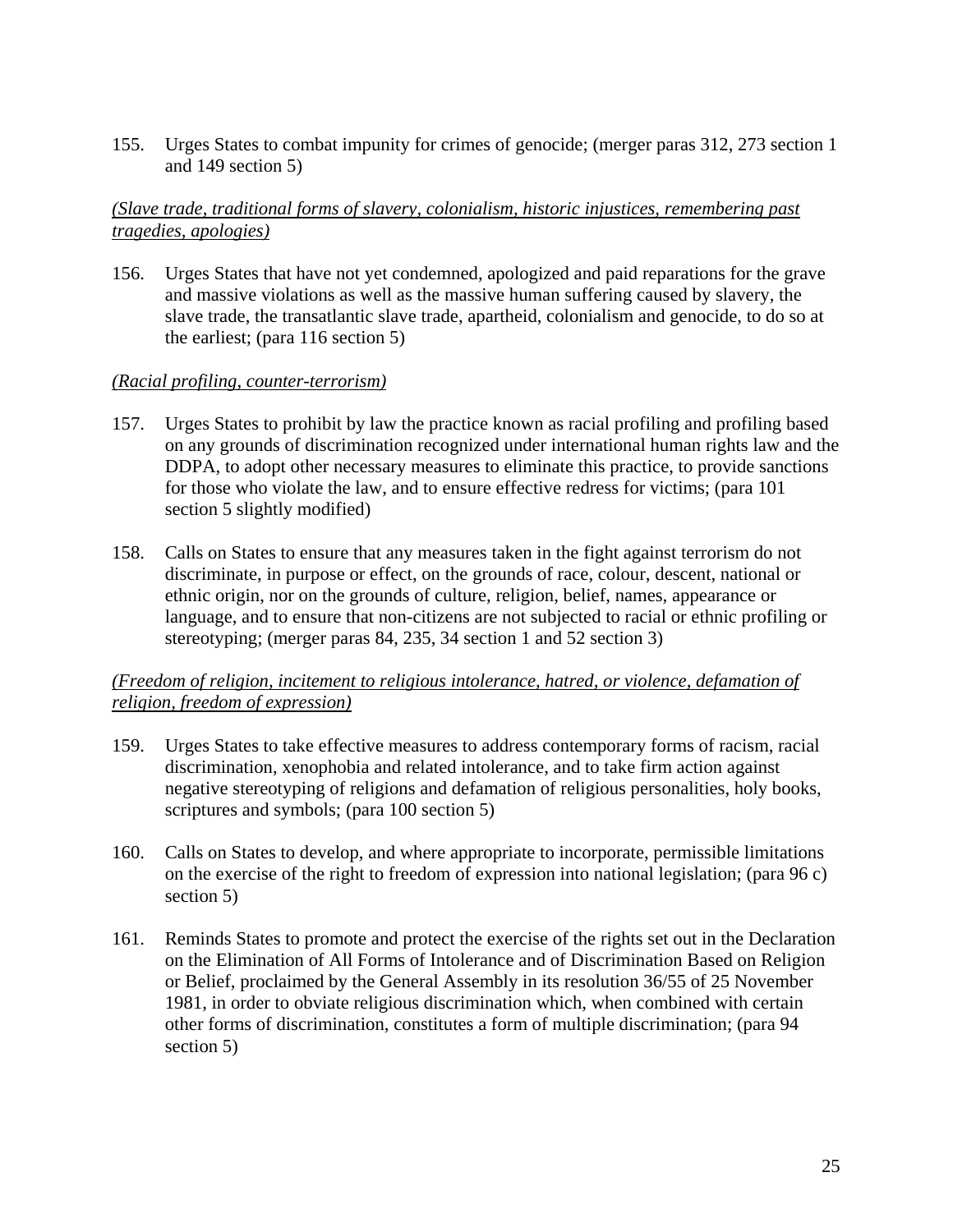155. Urges States to combat impunity for crimes of genocide; (merger paras 312, 273 section 1 and 149 section 5)

*(Slave trade, traditional forms of slavery, colonialism, historic injustices, remembering past tragedies, apologies)*

156. Urges States that have not yet condemned, apologized and paid reparations for the grave and massive violations as well as the massive human suffering caused by slavery, the slave trade, the transatlantic slave trade, apartheid, colonialism and genocide, to do so at the earliest; (para 116 section 5)

*(Racial profiling, counter-terrorism)*

157. Urges States to prohibit by law the practice known as racial profiling and profiling based on any grounds of discrimination recognized under international human rights law and the DDPA, to adopt other necessary measures to eliminate this practice, to provide sanctions for those who violate the law, and to ensure effective redress for victims; (para 101 section 5 slightly modified)

158. Calls on States to ensure that any measures taken in the fight against terrorism do not discriminate, in purpose or effect, on the grounds of race, colour, descent, national or ethnic origin, nor on the grounds of culture, religion, belief, names, appearance or language, and to ensure that non-citizens are not subjected to racial or ethnic profiling or stereotyping; (merger paras 84, 235, 34 section 1 and 52 section 3)

*(Freedom of religion, incitement to religious intolerance, hatred, or violence, defamation of religion, freedom of expression)*

159. Urges States to take effective measures to address contemporary forms of racism, racial discrimination, xenophobia and related intolerance, and to take firm action against negative stereotyping of religions and defamation of religious personalities, holy books, scriptures and symbols; (para 100 section 5)

160. Calls on States to develop, and where appropriate to incorporate, permissible limitations on the exercise of the right to freedom of expression into national legislation; (para 96 c) section 5)

161. Reminds States to promote and protect the exercise of the rights set out in the Declaration on the Elimination of All Forms of Intolerance and of Discrimination Based on Religion or Belief, proclaimed by the General Assembly in its resolution 36/55 of 25 November 1981, in order to obviate religious discrimination which, when combined with certain other forms of discrimination, constitutes a form of multiple discrimination; (para 94 section 5)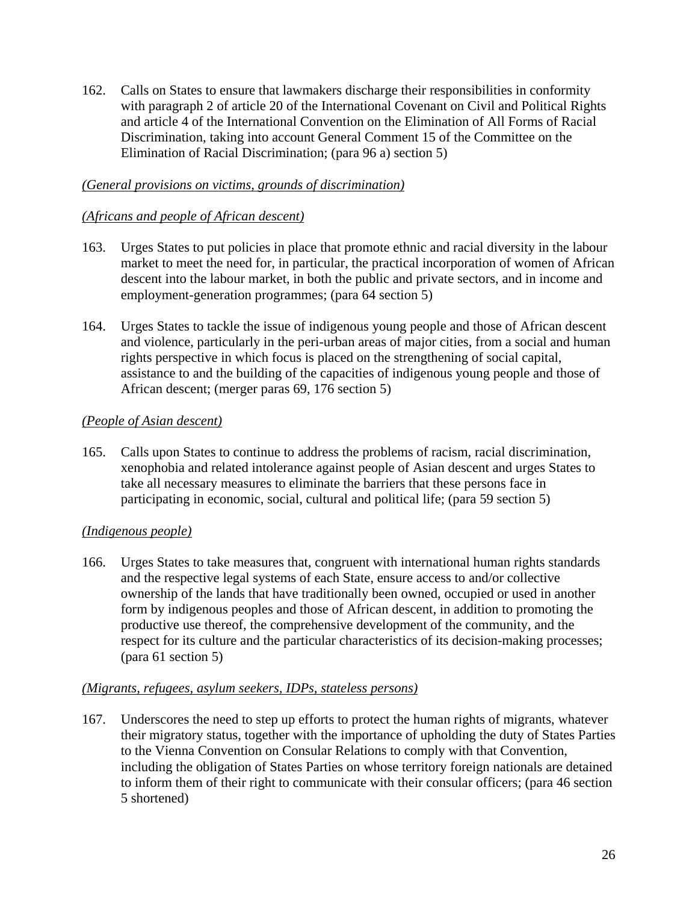162. Calls on States to ensure that lawmakers discharge their responsibilities in conformity with paragraph 2 of article 20 of the International Covenant on Civil and Political Rights and article 4 of the International Convention on the Elimination of All Forms of Racial Discrimination, taking into account General Comment 15 of the Committee on the Elimination of Racial Discrimination; (para 96 a) section 5)

*(General provisions on victims, grounds of discrimination)*

*(Africans and people of African descent)*

163. Urges States to put policies in place that promote ethnic and racial diversity in the labour market to meet the need for, in particular, the practical incorporation of women of African descent into the labour market, in both the public and private sectors, and in income and employment-generation programmes; (para 64 section 5)

164. Urges States to tackle the issue of indigenous young people and those of African descent and violence, particularly in the peri-urban areas of major cities, from a social and human rights perspective in which focus is placed on the strengthening of social capital, assistance to and the building of the capacities of indigenous young people and those of African descent; (merger paras 69, 176 section 5)

*(People of Asian descent)*

165. Calls upon States to continue to address the problems of racism, racial discrimination, xenophobia and related intolerance against people of Asian descent and urges States to take all necessary measures to eliminate the barriers that these persons face in participating in economic, social, cultural and political life; (para 59 section 5)

*(Indigenous people)*

166. Urges States to take measures that, congruent with international human rights standards and the respective legal systems of each State, ensure access to and/or collective ownership of the lands that have traditionally been owned, occupied or used in another form by indigenous peoples and those of African descent, in addition to promoting the productive use thereof, the comprehensive development of the community, and the respect for its culture and the particular characteristics of its decision-making processes; (para 61 section 5)

*(Migrants, refugees, asylum seekers, IDPs, stateless persons)*

167. Underscores the need to step up efforts to protect the human rights of migrants, whatever their migratory status, together with the importance of upholding the duty of States Parties to the Vienna Convention on Consular Relations to comply with that Convention, including the obligation of States Parties on whose territory foreign nationals are detained to inform them of their right to communicate with their consular officers; (para 46 section 5 shortened)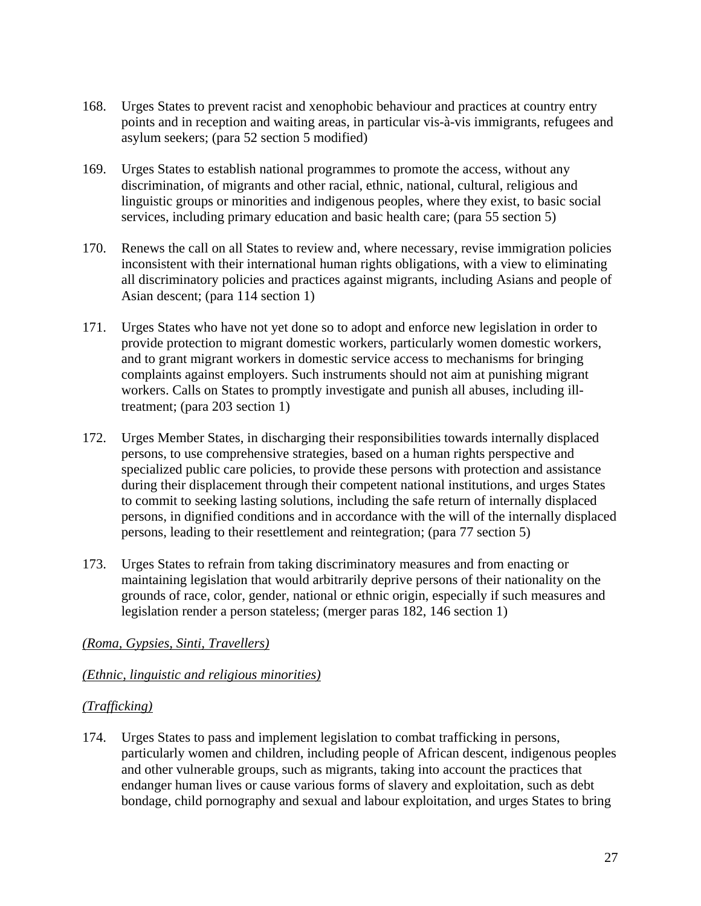168. Urges States to prevent racist and xenophobic behaviour and practices at country entry points and in reception and waiting areas, in particular vis-à-vis immigrants, refugees and asylum seekers; (para 52 section 5 modified)

169. Urges States to establish national programmes to promote the access, without any discrimination, of migrants and other racial, ethnic, national, cultural, religious and linguistic groups or minorities and indigenous peoples, where they exist, to basic social services, including primary education and basic health care; (para 55 section 5)

170. Renews the call on all States to review and, where necessary, revise immigration policies inconsistent with their international human rights obligations, with a view to eliminating all discriminatory policies and practices against migrants, including Asians and people of Asian descent; (para 114 section 1)

171. Urges States who have not yet done so to adopt and enforce new legislation in order to provide protection to migrant domestic workers, particularly women domestic workers, and to grant migrant workers in domestic service access to mechanisms for bringing complaints against employers. Such instruments should not aim at punishing migrant workers. Calls on States to promptly investigate and punish all abuses, including ill-treatment; (para 203 section 1)

172. Urges Member States, in discharging their responsibilities towards internally displaced persons, to use comprehensive strategies, based on a human rights perspective and specialized public care policies, to provide these persons with protection and assistance during their displacement through their competent national institutions, and urges States to commit to seeking lasting solutions, including the safe return of internally displaced persons, in dignified conditions and in accordance with the will of the internally displaced persons, leading to their resettlement and reintegration; (para 77 section 5)

173. Urges States to refrain from taking discriminatory measures and from enacting or maintaining legislation that would arbitrarily deprive persons of their nationality on the grounds of race, color, gender, national or ethnic origin, especially if such measures and legislation render a person stateless; (merger paras 182, 146 section 1)

*(Roma, Gypsies, Sinti, Travellers)*

*(Ethnic, linguistic and religious minorities)*

*(Trafficking)*

174. Urges States to pass and implement legislation to combat trafficking in persons, particularly women and children, including people of African descent, indigenous peoples and other vulnerable groups, such as migrants, taking into account the practices that endanger human lives or cause various forms of slavery and exploitation, such as debt bondage, child pornography and sexual and labour exploitation, and urges States to bring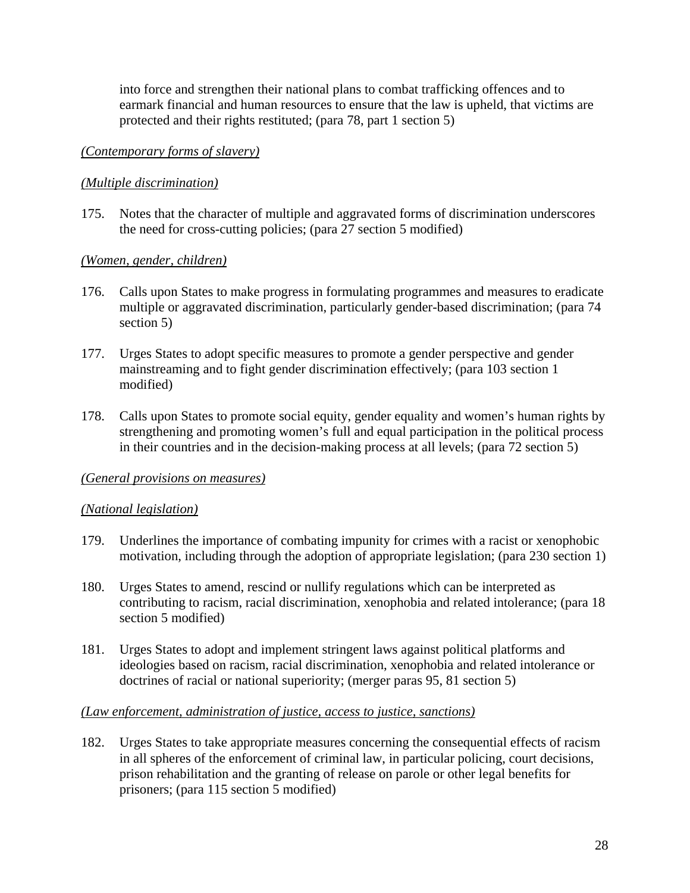into force and strengthen their national plans to combat trafficking offences and to earmark financial and human resources to ensure that the law is upheld, that victims are protected and their rights restituted; (para 78, part 1 section 5)

*(Contemporary forms of slavery)*

*(Multiple discrimination)*

175. Notes that the character of multiple and aggravated forms of discrimination underscores the need for cross-cutting policies; (para 27 section 5 modified)

*(Women, gender, children)*

176. Calls upon States to make progress in formulating programmes and measures to eradicate multiple or aggravated discrimination, particularly gender-based discrimination; (para 74 section 5)

177. Urges States to adopt specific measures to promote a gender perspective and gender mainstreaming and to fight gender discrimination effectively; (para 103 section 1 modified)

178. Calls upon States to promote social equity, gender equality and women's human rights by strengthening and promoting women's full and equal participation in the political process in their countries and in the decision-making process at all levels; (para 72 section 5)

*(General provisions on measures)*

*(National legislation)*

179. Underlines the importance of combating impunity for crimes with a racist or xenophobic motivation, including through the adoption of appropriate legislation; (para 230 section 1)

180. Urges States to amend, rescind or nullify regulations which can be interpreted as contributing to racism, racial discrimination, xenophobia and related intolerance; (para 18 section 5 modified)

181. Urges States to adopt and implement stringent laws against political platforms and ideologies based on racism, racial discrimination, xenophobia and related intolerance or doctrines of racial or national superiority; (merger paras 95, 81 section 5)

*(Law enforcement, administration of justice, access to justice, sanctions)*

182. Urges States to take appropriate measures concerning the consequential effects of racism in all spheres of the enforcement of criminal law, in particular policing, court decisions, prison rehabilitation and the granting of release on parole or other legal benefits for prisoners; (para 115 section 5 modified)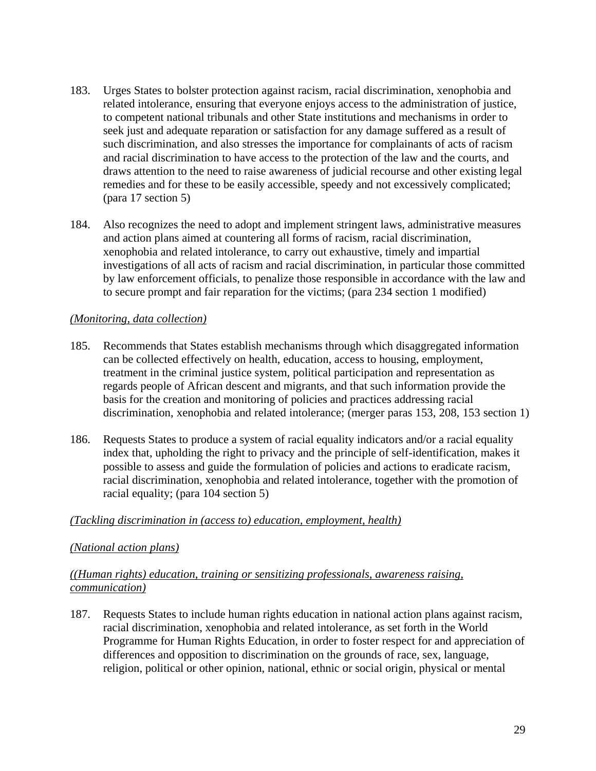183. Urges States to bolster protection against racism, racial discrimination, xenophobia and related intolerance, ensuring that everyone enjoys access to the administration of justice, to competent national tribunals and other State institutions and mechanisms in order to seek just and adequate reparation or satisfaction for any damage suffered as a result of such discrimination, and also stresses the importance for complainants of acts of racism and racial discrimination to have access to the protection of the law and the courts, and draws attention to the need to raise awareness of judicial recourse and other existing legal remedies and for these to be easily accessible, speedy and not excessively complicated; (para 17 section 5)

184. Also recognizes the need to adopt and implement stringent laws, administrative measures and action plans aimed at countering all forms of racism, racial discrimination, xenophobia and related intolerance, to carry out exhaustive, timely and impartial investigations of all acts of racism and racial discrimination, in particular those committed by law enforcement officials, to penalize those responsible in accordance with the law and to secure prompt and fair reparation for the victims; (para 234 section 1 modified)

*(Monitoring, data collection)*

185. Recommends that States establish mechanisms through which disaggregated information can be collected effectively on health, education, access to housing, employment, treatment in the criminal justice system, political participation and representation as regards people of African descent and migrants, and that such information provide the basis for the creation and monitoring of policies and practices addressing racial discrimination, xenophobia and related intolerance; (merger paras 153, 208, 153 section 1)

186. Requests States to produce a system of racial equality indicators and/or a racial equality index that, upholding the right to privacy and the principle of self-identification, makes it possible to assess and guide the formulation of policies and actions to eradicate racism, racial discrimination, xenophobia and related intolerance, together with the promotion of racial equality; (para 104 section 5)

*(Tackling discrimination in (access to) education, employment, health)*

*(National action plans)*

*((Human rights) education, training or sensitizing professionals, awareness raising, communication)*

187. Requests States to include human rights education in national action plans against racism, racial discrimination, xenophobia and related intolerance, as set forth in the World Programme for Human Rights Education, in order to foster respect for and appreciation of differences and opposition to discrimination on the grounds of race, sex, language, religion, political or other opinion, national, ethnic or social origin, physical or mental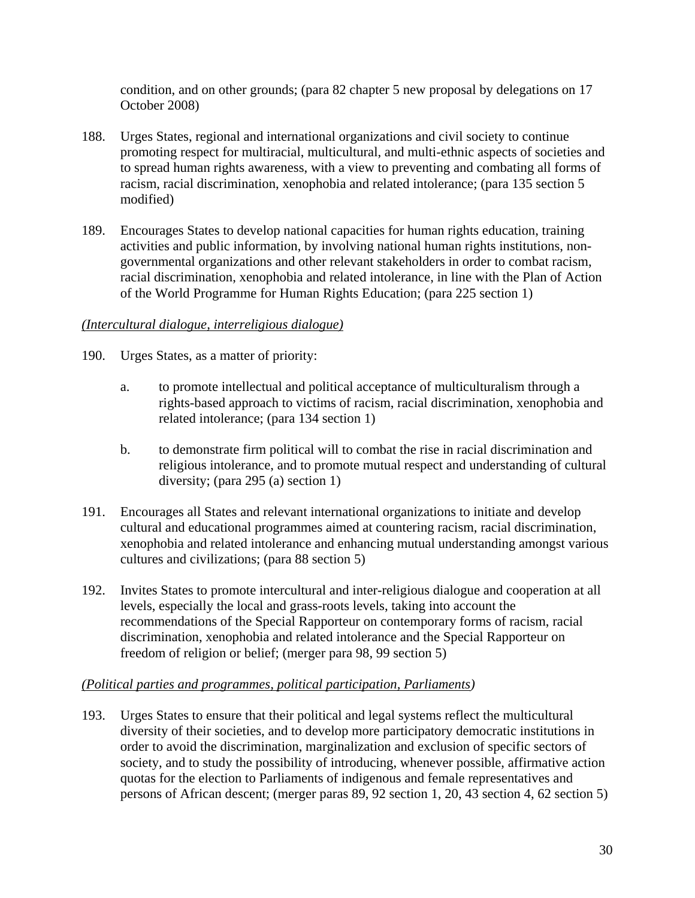condition, and on other grounds; (para 82 chapter 5 new proposal by delegations on 17 October 2008)

188. Urges States, regional and international organizations and civil society to continue promoting respect for multiracial, multicultural, and multi-ethnic aspects of societies and to spread human rights awareness, with a view to preventing and combating all forms of racism, racial discrimination, xenophobia and related intolerance; (para 135 section 5 modified)

189. Encourages States to develop national capacities for human rights education, training activities and public information, by involving national human rights institutions, non-governmental organizations and other relevant stakeholders in order to combat racism, racial discrimination, xenophobia and related intolerance, in line with the Plan of Action of the World Programme for Human Rights Education; (para 225 section 1)

*(Intercultural dialogue, interreligious dialogue)*

190. Urges States, as a matter of priority:

   a. to promote intellectual and political acceptance of multiculturalism through a rights-based approach to victims of racism, racial discrimination, xenophobia and related intolerance; (para 134 section 1)

   b. to demonstrate firm political will to combat the rise in racial discrimination and religious intolerance, and to promote mutual respect and understanding of cultural diversity; (para 295 (a) section 1)

191. Encourages all States and relevant international organizations to initiate and develop cultural and educational programmes aimed at countering racism, racial discrimination, xenophobia and related intolerance and enhancing mutual understanding amongst various cultures and civilizations; (para 88 section 5)

192. Invites States to promote intercultural and inter-religious dialogue and cooperation at all levels, especially the local and grass-roots levels, taking into account the recommendations of the Special Rapporteur on contemporary forms of racism, racial discrimination, xenophobia and related intolerance and the Special Rapporteur on freedom of religion or belief; (merger para 98, 99 section 5)

*(Political parties and programmes, political participation, Parliaments)*

193. Urges States to ensure that their political and legal systems reflect the multicultural diversity of their societies, and to develop more participatory democratic institutions in order to avoid the discrimination, marginalization and exclusion of specific sectors of society, and to study the possibility of introducing, whenever possible, affirmative action quotas for the election to Parliaments of indigenous and female representatives and persons of African descent; (merger paras 89, 92 section 1, 20, 43 section 4, 62 section 5)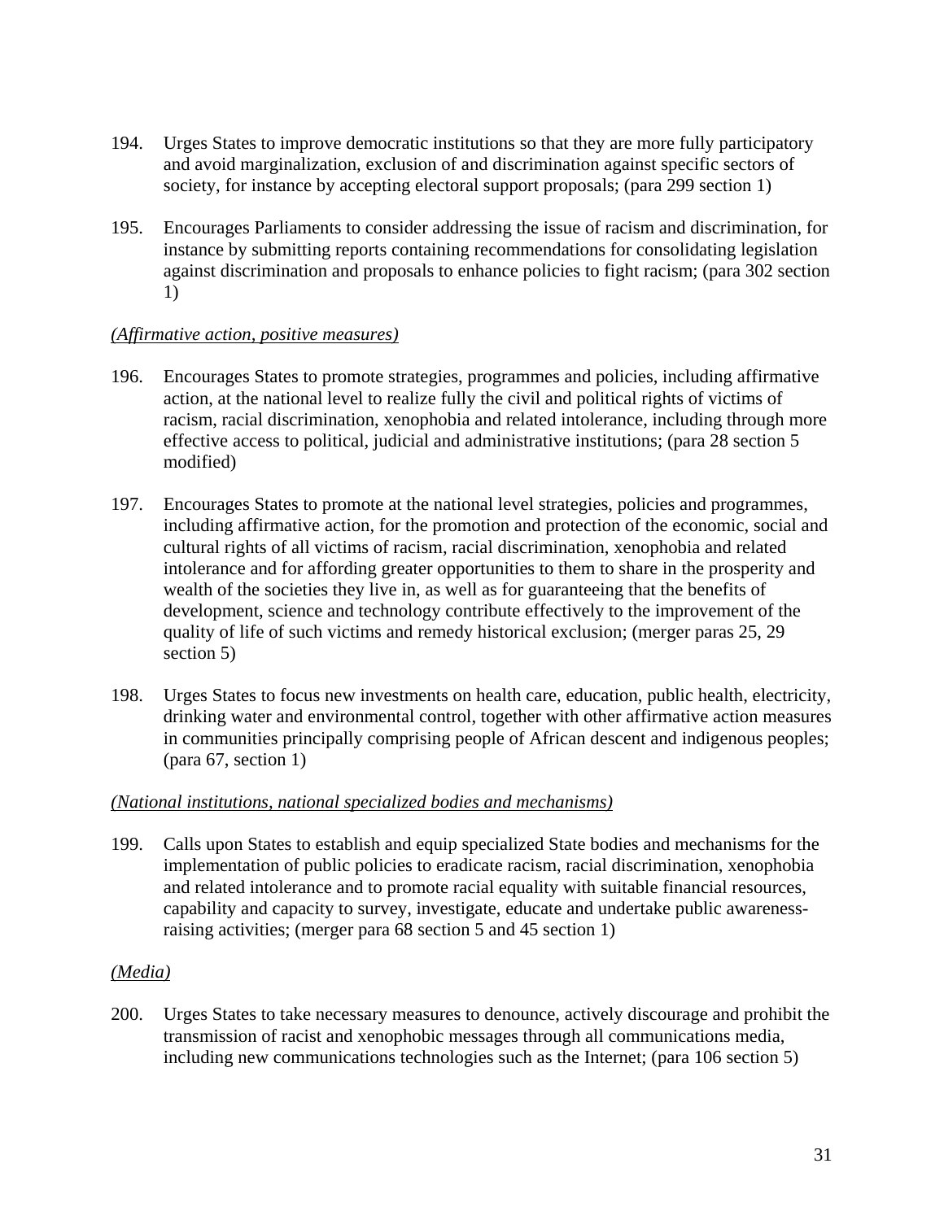194. Urges States to improve democratic institutions so that they are more fully participatory and avoid marginalization, exclusion of and discrimination against specific sectors of society, for instance by accepting electoral support proposals; (para 299 section 1)

195. Encourages Parliaments to consider addressing the issue of racism and discrimination, for instance by submitting reports containing recommendations for consolidating legislation against discrimination and proposals to enhance policies to fight racism; (para 302 section 1)

*(Affirmative action, positive measures)*

196. Encourages States to promote strategies, programmes and policies, including affirmative action, at the national level to realize fully the civil and political rights of victims of racism, racial discrimination, xenophobia and related intolerance, including through more effective access to political, judicial and administrative institutions; (para 28 section 5 modified)

197. Encourages States to promote at the national level strategies, policies and programmes, including affirmative action, for the promotion and protection of the economic, social and cultural rights of all victims of racism, racial discrimination, xenophobia and related intolerance and for affording greater opportunities to them to share in the prosperity and wealth of the societies they live in, as well as for guaranteeing that the benefits of development, science and technology contribute effectively to the improvement of the quality of life of such victims and remedy historical exclusion; (merger paras 25, 29 section 5)

198. Urges States to focus new investments on health care, education, public health, electricity, drinking water and environmental control, together with other affirmative action measures in communities principally comprising people of African descent and indigenous peoples; (para 67, section 1)

*(National institutions, national specialized bodies and mechanisms)*

199. Calls upon States to establish and equip specialized State bodies and mechanisms for the implementation of public policies to eradicate racism, racial discrimination, xenophobia and related intolerance and to promote racial equality with suitable financial resources, capability and capacity to survey, investigate, educate and undertake public awareness-raising activities; (merger para 68 section 5 and 45 section 1)

*(Media)*

200. Urges States to take necessary measures to denounce, actively discourage and prohibit the transmission of racist and xenophobic messages through all communications media, including new communications technologies such as the Internet; (para 106 section 5)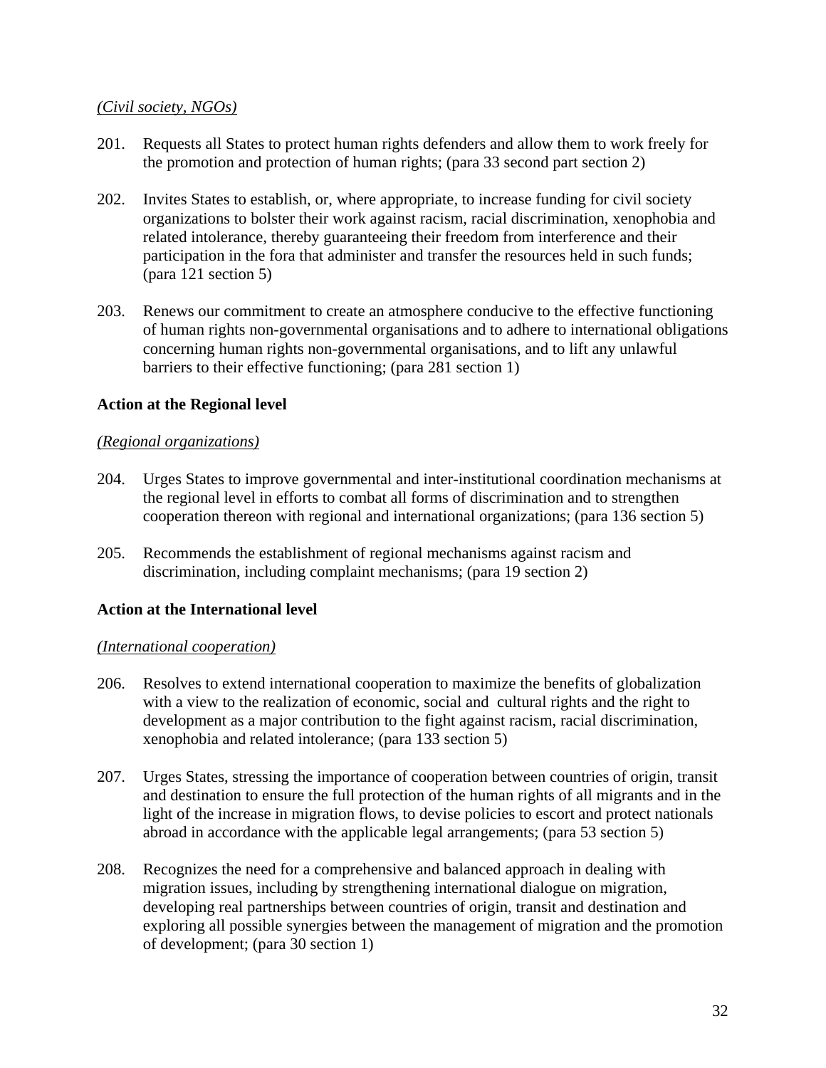*(Civil society, NGOs)*

201. Requests all States to protect human rights defenders and allow them to work freely for the promotion and protection of human rights; (para 33 second part section 2)

202. Invites States to establish, or, where appropriate, to increase funding for civil society organizations to bolster their work against racism, racial discrimination, xenophobia and related intolerance, thereby guaranteeing their freedom from interference and their participation in the fora that administer and transfer the resources held in such funds; (para 121 section 5)

203. Renews our commitment to create an atmosphere conducive to the effective functioning of human rights non-governmental organisations and to adhere to international obligations concerning human rights non-governmental organisations, and to lift any unlawful barriers to their effective functioning; (para 281 section 1)

**Action at the Regional level**

*(Regional organizations)*

204. Urges States to improve governmental and inter-institutional coordination mechanisms at the regional level in efforts to combat all forms of discrimination and to strengthen cooperation thereon with regional and international organizations; (para 136 section 5)

205. Recommends the establishment of regional mechanisms against racism and discrimination, including complaint mechanisms; (para 19 section 2)

**Action at the International level**

*(International cooperation)*

206. Resolves to extend international cooperation to maximize the benefits of globalization with a view to the realization of economic, social and cultural rights and the right to development as a major contribution to the fight against racism, racial discrimination, xenophobia and related intolerance; (para 133 section 5)

207. Urges States, stressing the importance of cooperation between countries of origin, transit and destination to ensure the full protection of the human rights of all migrants and in the light of the increase in migration flows, to devise policies to escort and protect nationals abroad in accordance with the applicable legal arrangements; (para 53 section 5)

208. Recognizes the need for a comprehensive and balanced approach in dealing with migration issues, including by strengthening international dialogue on migration, developing real partnerships between countries of origin, transit and destination and exploring all possible synergies between the management of migration and the promotion of development; (para 30 section 1)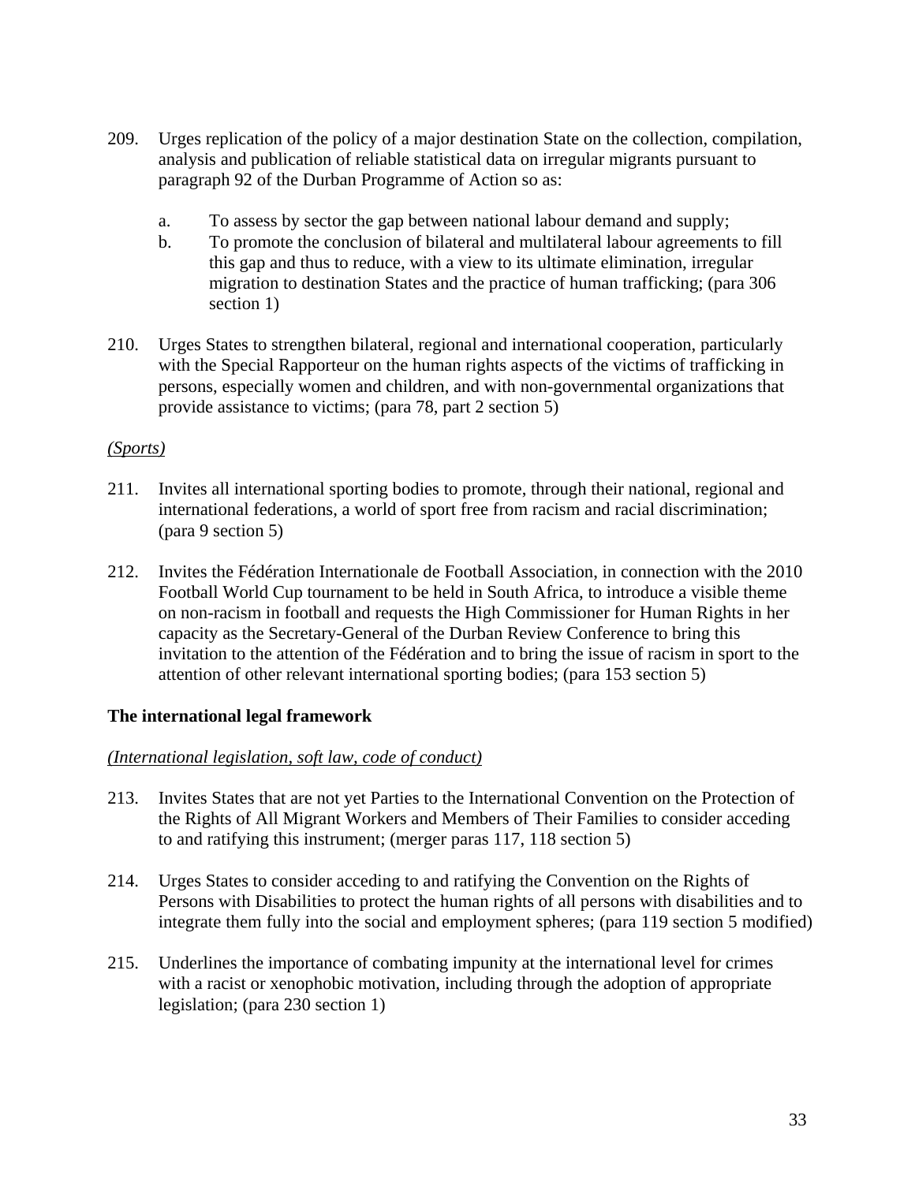209. Urges replication of the policy of a major destination State on the collection, compilation, analysis and publication of reliable statistical data on irregular migrants pursuant to paragraph 92 of the Durban Programme of Action so as:

   a. To assess by sector the gap between national labour demand and supply;
   b. To promote the conclusion of bilateral and multilateral labour agreements to fill this gap and thus to reduce, with a view to its ultimate elimination, irregular migration to destination States and the practice of human trafficking; (para 306 section 1)

210. Urges States to strengthen bilateral, regional and international cooperation, particularly with the Special Rapporteur on the human rights aspects of the victims of trafficking in persons, especially women and children, and with non-governmental organizations that provide assistance to victims; (para 78, part 2 section 5)

*(Sports)*

211. Invites all international sporting bodies to promote, through their national, regional and international federations, a world of sport free from racism and racial discrimination; (para 9 section 5)

212. Invites the Fédération Internationale de Football Association, in connection with the 2010 Football World Cup tournament to be held in South Africa, to introduce a visible theme on non-racism in football and requests the High Commissioner for Human Rights in her capacity as the Secretary-General of the Durban Review Conference to bring this invitation to the attention of the Fédération and to bring the issue of racism in sport to the attention of other relevant international sporting bodies; (para 153 section 5)

**The international legal framework**

*(International legislation, soft law, code of conduct)*

213. Invites States that are not yet Parties to the International Convention on the Protection of the Rights of All Migrant Workers and Members of Their Families to consider acceding to and ratifying this instrument; (merger paras 117, 118 section 5)

214. Urges States to consider acceding to and ratifying the Convention on the Rights of Persons with Disabilities to protect the human rights of all persons with disabilities and to integrate them fully into the social and employment spheres; (para 119 section 5 modified)

215. Underlines the importance of combating impunity at the international level for crimes with a racist or xenophobic motivation, including through the adoption of appropriate legislation; (para 230 section 1)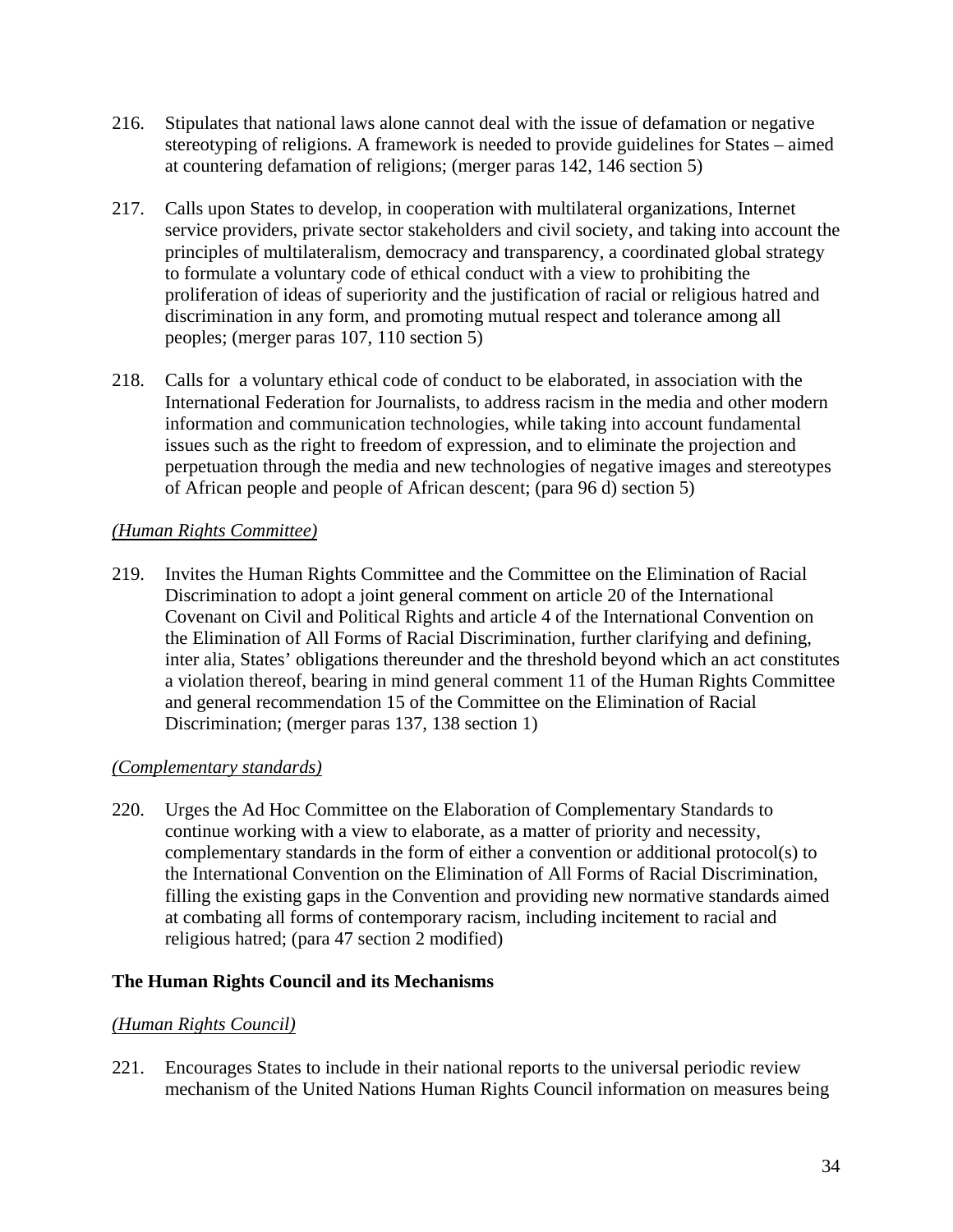216. Stipulates that national laws alone cannot deal with the issue of defamation or negative stereotyping of religions. A framework is needed to provide guidelines for States – aimed at countering defamation of religions; (merger paras 142, 146 section 5)

217. Calls upon States to develop, in cooperation with multilateral organizations, Internet service providers, private sector stakeholders and civil society, and taking into account the principles of multilateralism, democracy and transparency, a coordinated global strategy to formulate a voluntary code of ethical conduct with a view to prohibiting the proliferation of ideas of superiority and the justification of racial or religious hatred and discrimination in any form, and promoting mutual respect and tolerance among all peoples; (merger paras 107, 110 section 5)

218. Calls for a voluntary ethical code of conduct to be elaborated, in association with the International Federation for Journalists, to address racism in the media and other modern information and communication technologies, while taking into account fundamental issues such as the right to freedom of expression, and to eliminate the projection and perpetuation through the media and new technologies of negative images and stereotypes of African people and people of African descent; (para 96 d) section 5)

*(Human Rights Committee)*

219. Invites the Human Rights Committee and the Committee on the Elimination of Racial Discrimination to adopt a joint general comment on article 20 of the International Covenant on Civil and Political Rights and article 4 of the International Convention on the Elimination of All Forms of Racial Discrimination, further clarifying and defining, inter alia, States' obligations thereunder and the threshold beyond which an act constitutes a violation thereof, bearing in mind general comment 11 of the Human Rights Committee and general recommendation 15 of the Committee on the Elimination of Racial Discrimination; (merger paras 137, 138 section 1)

*(Complementary standards)*

220. Urges the Ad Hoc Committee on the Elaboration of Complementary Standards to continue working with a view to elaborate, as a matter of priority and necessity, complementary standards in the form of either a convention or additional protocol(s) to the International Convention on the Elimination of All Forms of Racial Discrimination, filling the existing gaps in the Convention and providing new normative standards aimed at combating all forms of contemporary racism, including incitement to racial and religious hatred; (para 47 section 2 modified)

**The Human Rights Council and its Mechanisms**

*(Human Rights Council)*

221. Encourages States to include in their national reports to the universal periodic review mechanism of the United Nations Human Rights Council information on measures being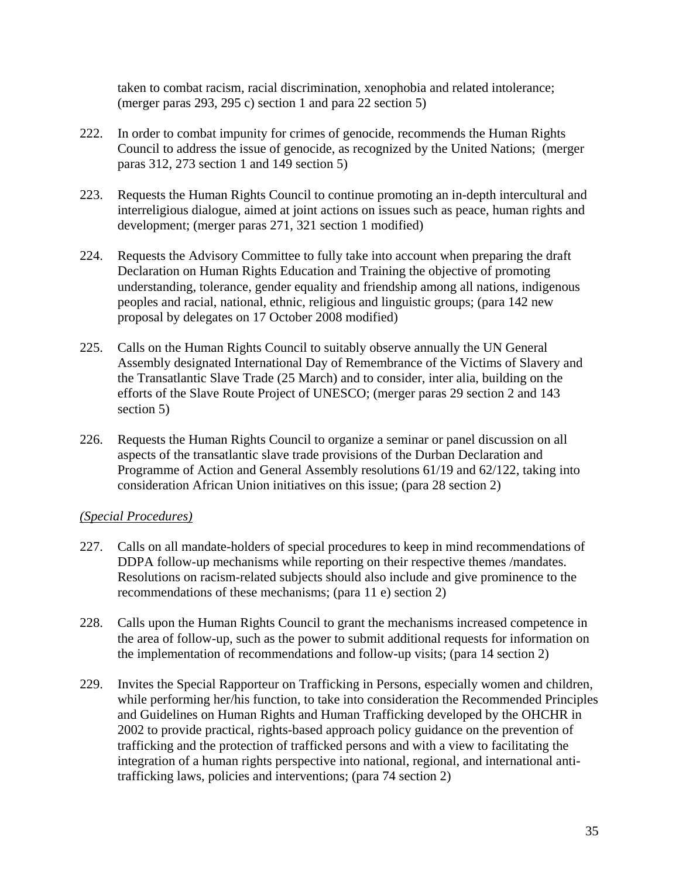taken to combat racism, racial discrimination, xenophobia and related intolerance; (merger paras 293, 295 c) section 1 and para 22 section 5)

222. In order to combat impunity for crimes of genocide, recommends the Human Rights Council to address the issue of genocide, as recognized by the United Nations; (merger paras 312, 273 section 1 and 149 section 5)

223. Requests the Human Rights Council to continue promoting an in-depth intercultural and interreligious dialogue, aimed at joint actions on issues such as peace, human rights and development; (merger paras 271, 321 section 1 modified)

224. Requests the Advisory Committee to fully take into account when preparing the draft Declaration on Human Rights Education and Training the objective of promoting understanding, tolerance, gender equality and friendship among all nations, indigenous peoples and racial, national, ethnic, religious and linguistic groups; (para 142 new proposal by delegates on 17 October 2008 modified)

225. Calls on the Human Rights Council to suitably observe annually the UN General Assembly designated International Day of Remembrance of the Victims of Slavery and the Transatlantic Slave Trade (25 March) and to consider, inter alia, building on the efforts of the Slave Route Project of UNESCO; (merger paras 29 section 2 and 143 section 5)

226. Requests the Human Rights Council to organize a seminar or panel discussion on all aspects of the transatlantic slave trade provisions of the Durban Declaration and Programme of Action and General Assembly resolutions 61/19 and 62/122, taking into consideration African Union initiatives on this issue; (para 28 section 2)

*(Special Procedures)*

227. Calls on all mandate-holders of special procedures to keep in mind recommendations of DDPA follow-up mechanisms while reporting on their respective themes /mandates. Resolutions on racism-related subjects should also include and give prominence to the recommendations of these mechanisms; (para 11 e) section 2)

228. Calls upon the Human Rights Council to grant the mechanisms increased competence in the area of follow-up, such as the power to submit additional requests for information on the implementation of recommendations and follow-up visits; (para 14 section 2)

229. Invites the Special Rapporteur on Trafficking in Persons, especially women and children, while performing her/his function, to take into consideration the Recommended Principles and Guidelines on Human Rights and Human Trafficking developed by the OHCHR in 2002 to provide practical, rights-based approach policy guidance on the prevention of trafficking and the protection of trafficked persons and with a view to facilitating the integration of a human rights perspective into national, regional, and international anti-trafficking laws, policies and interventions; (para 74 section 2)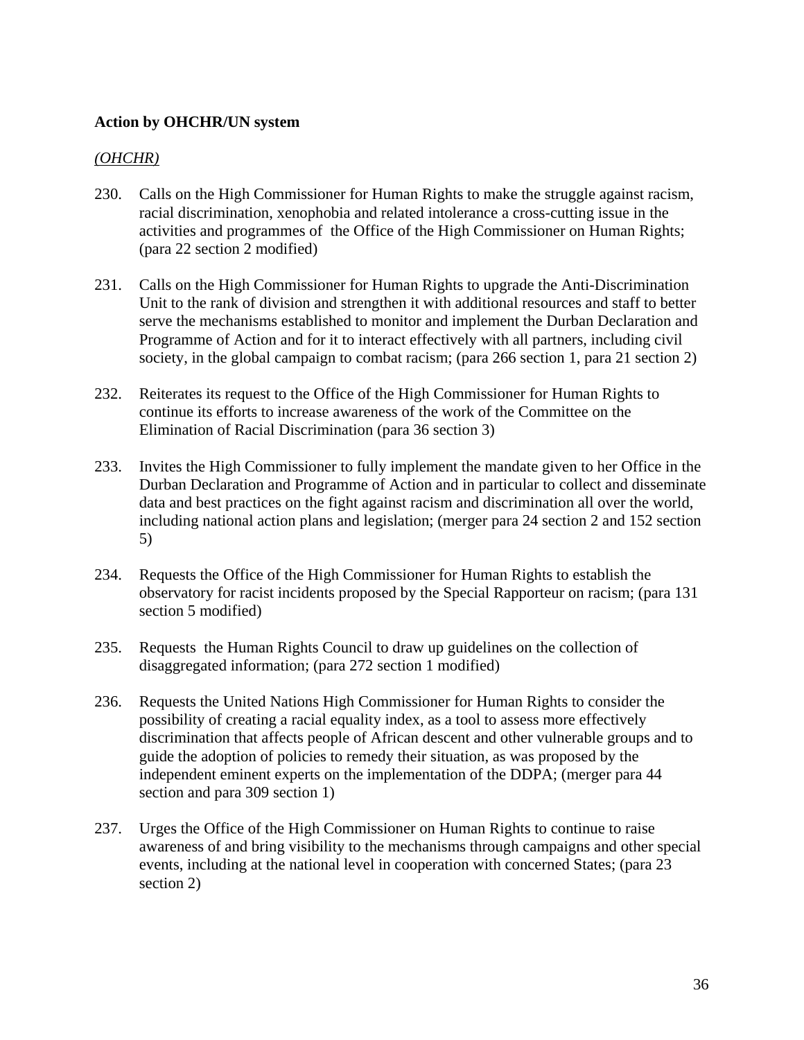**Action by OHCHR/UN system**

*(OHCHR)*

230. Calls on the High Commissioner for Human Rights to make the struggle against racism, racial discrimination, xenophobia and related intolerance a cross-cutting issue in the activities and programmes of the Office of the High Commissioner on Human Rights; (para 22 section 2 modified)

231. Calls on the High Commissioner for Human Rights to upgrade the Anti-Discrimination Unit to the rank of division and strengthen it with additional resources and staff to better serve the mechanisms established to monitor and implement the Durban Declaration and Programme of Action and for it to interact effectively with all partners, including civil society, in the global campaign to combat racism; (para 266 section 1, para 21 section 2)

232. Reiterates its request to the Office of the High Commissioner for Human Rights to continue its efforts to increase awareness of the work of the Committee on the Elimination of Racial Discrimination (para 36 section 3)

233. Invites the High Commissioner to fully implement the mandate given to her Office in the Durban Declaration and Programme of Action and in particular to collect and disseminate data and best practices on the fight against racism and discrimination all over the world, including national action plans and legislation; (merger para 24 section 2 and 152 section 5)

234. Requests the Office of the High Commissioner for Human Rights to establish the observatory for racist incidents proposed by the Special Rapporteur on racism; (para 131 section 5 modified)

235. Requests the Human Rights Council to draw up guidelines on the collection of disaggregated information; (para 272 section 1 modified)

236. Requests the United Nations High Commissioner for Human Rights to consider the possibility of creating a racial equality index, as a tool to assess more effectively discrimination that affects people of African descent and other vulnerable groups and to guide the adoption of policies to remedy their situation, as was proposed by the independent eminent experts on the implementation of the DDPA; (merger para 44 section and para 309 section 1)

237. Urges the Office of the High Commissioner on Human Rights to continue to raise awareness of and bring visibility to the mechanisms through campaigns and other special events, including at the national level in cooperation with concerned States; (para 23 section 2)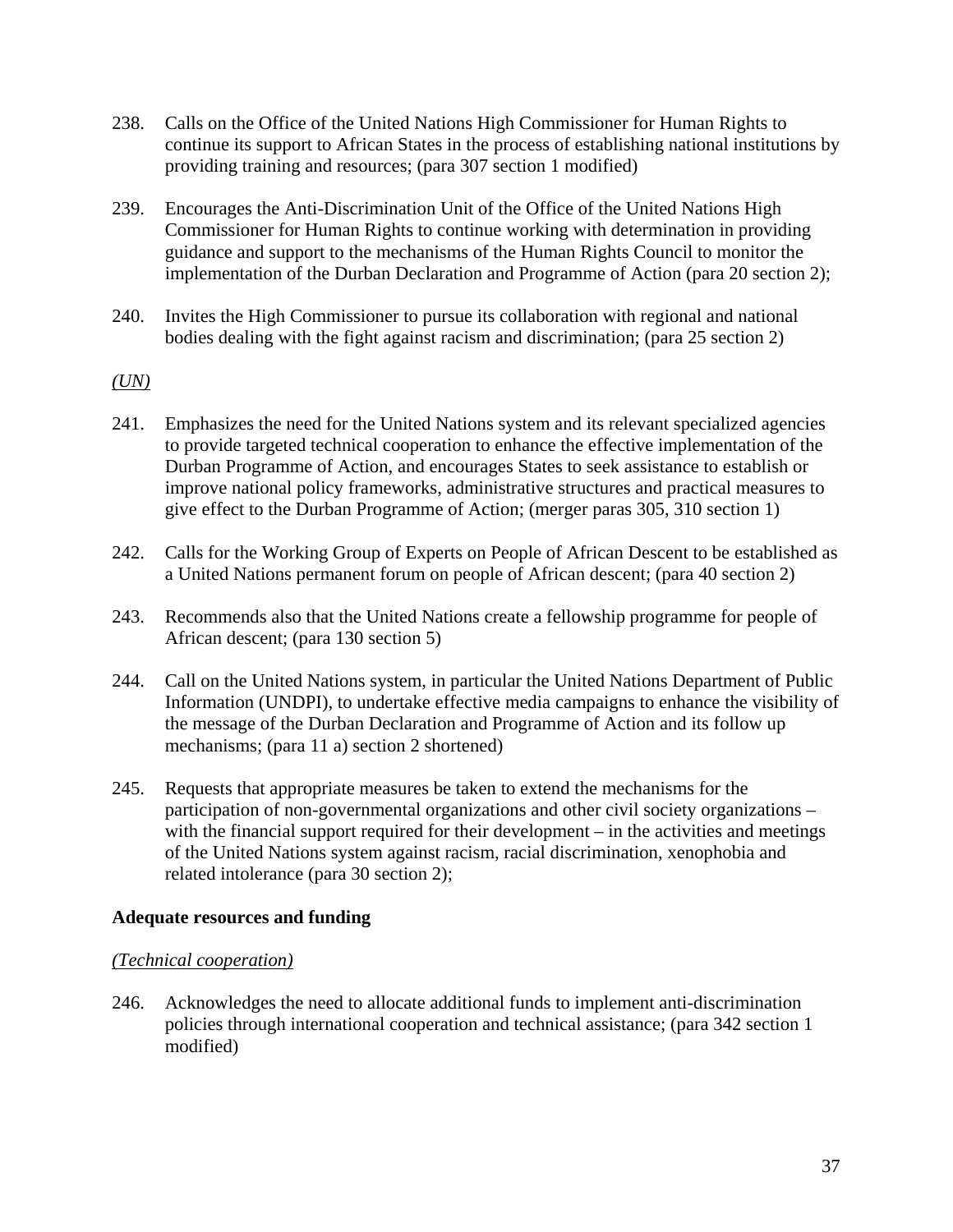238. Calls on the Office of the United Nations High Commissioner for Human Rights to continue its support to African States in the process of establishing national institutions by providing training and resources; (para 307 section 1 modified)

239. Encourages the Anti-Discrimination Unit of the Office of the United Nations High Commissioner for Human Rights to continue working with determination in providing guidance and support to the mechanisms of the Human Rights Council to monitor the implementation of the Durban Declaration and Programme of Action (para 20 section 2);

240. Invites the High Commissioner to pursue its collaboration with regional and national bodies dealing with the fight against racism and discrimination; (para 25 section 2)

*(UN)*

241. Emphasizes the need for the United Nations system and its relevant specialized agencies to provide targeted technical cooperation to enhance the effective implementation of the Durban Programme of Action, and encourages States to seek assistance to establish or improve national policy frameworks, administrative structures and practical measures to give effect to the Durban Programme of Action; (merger paras 305, 310 section 1)

242. Calls for the Working Group of Experts on People of African Descent to be established as a United Nations permanent forum on people of African descent; (para 40 section 2)

243. Recommends also that the United Nations create a fellowship programme for people of African descent; (para 130 section 5)

244. Call on the United Nations system, in particular the United Nations Department of Public Information (UNDPI), to undertake effective media campaigns to enhance the visibility of the message of the Durban Declaration and Programme of Action and its follow up mechanisms; (para 11 a) section 2 shortened)

245. Requests that appropriate measures be taken to extend the mechanisms for the participation of non-governmental organizations and other civil society organizations – with the financial support required for their development – in the activities and meetings of the United Nations system against racism, racial discrimination, xenophobia and related intolerance (para 30 section 2);

**Adequate resources and funding**

*(Technical cooperation)*

246. Acknowledges the need to allocate additional funds to implement anti-discrimination policies through international cooperation and technical assistance; (para 342 section 1 modified)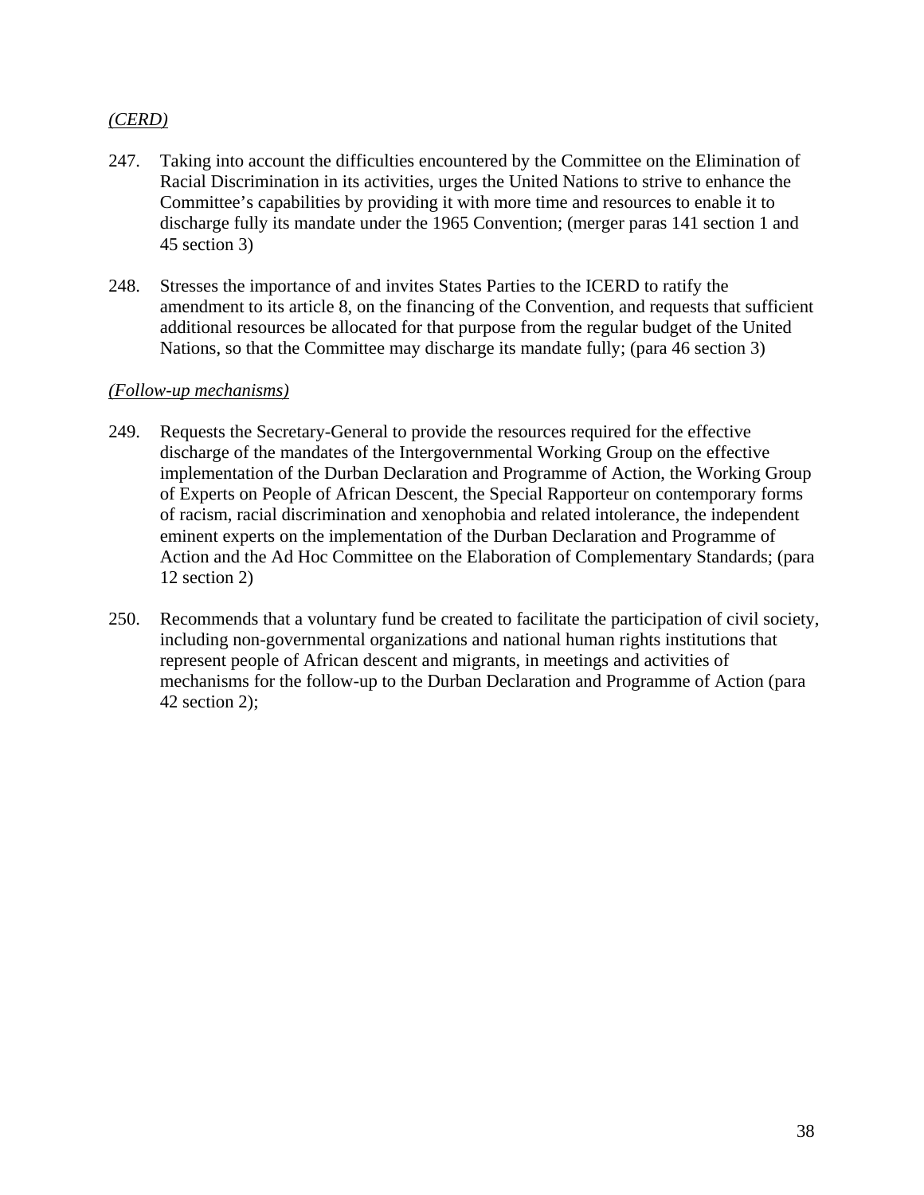*(CERD)*

247. Taking into account the difficulties encountered by the Committee on the Elimination of Racial Discrimination in its activities, urges the United Nations to strive to enhance the Committee's capabilities by providing it with more time and resources to enable it to discharge fully its mandate under the 1965 Convention; (merger paras 141 section 1 and 45 section 3)

248. Stresses the importance of and invites States Parties to the ICERD to ratify the amendment to its article 8, on the financing of the Convention, and requests that sufficient additional resources be allocated for that purpose from the regular budget of the United Nations, so that the Committee may discharge its mandate fully; (para 46 section 3)

*(Follow-up mechanisms)*

249. Requests the Secretary-General to provide the resources required for the effective discharge of the mandates of the Intergovernmental Working Group on the effective implementation of the Durban Declaration and Programme of Action, the Working Group of Experts on People of African Descent, the Special Rapporteur on contemporary forms of racism, racial discrimination and xenophobia and related intolerance, the independent eminent experts on the implementation of the Durban Declaration and Programme of Action and the Ad Hoc Committee on the Elaboration of Complementary Standards; (para 12 section 2)

250. Recommends that a voluntary fund be created to facilitate the participation of civil society, including non-governmental organizations and national human rights institutions that represent people of African descent and migrants, in meetings and activities of mechanisms for the follow-up to the Durban Declaration and Programme of Action (para 42 section 2);